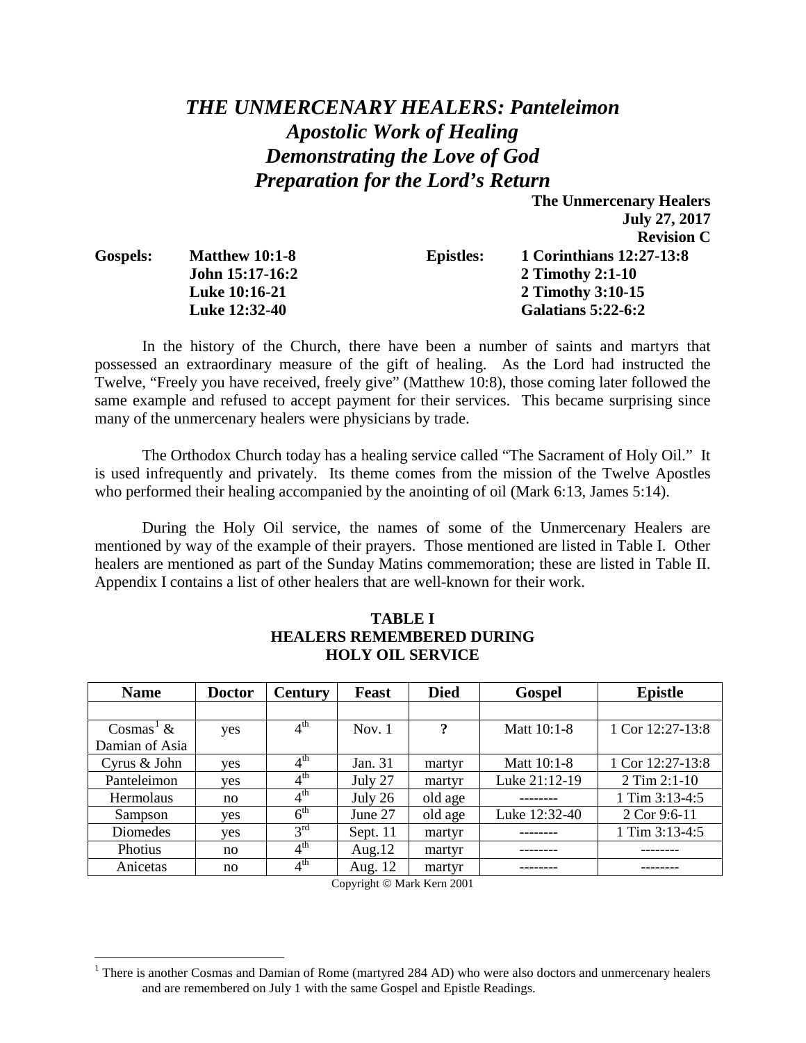# *THE UNMERCENARY HEALERS: Panteleimon*
# *Apostolic Work of Healing*
# *Demonstrating the Love of God*
# *Preparation for the Lord's Return*

**The Unmercenary Healers**
**July 27, 2017**
**Revision C**

| **Gospels:** | **Matthew 10:1-8** | **Epistles:** | **1 Corinthians 12:27-13:8** |
|---|---|---|---|
| | **John 15:17-16:2** | | **2 Timothy 2:1-10** |
| | **Luke 10:16-21** | | **2 Timothy 3:10-15** |
| | **Luke 12:32-40** | | **Galatians 5:22-6:2** |

In the history of the Church, there have been a number of saints and martyrs that possessed an extraordinary measure of the gift of healing. As the Lord had instructed the Twelve, "Freely you have received, freely give" (Matthew 10:8), those coming later followed the same example and refused to accept payment for their services. This became surprising since many of the unmercenary healers were physicians by trade.

The Orthodox Church today has a healing service called "The Sacrament of Holy Oil." It is used infrequently and privately. Its theme comes from the mission of the Twelve Apostles who performed their healing accompanied by the anointing of oil (Mark 6:13, James 5:14).

During the Holy Oil service, the names of some of the Unmercenary Healers are mentioned by way of the example of their prayers. Those mentioned are listed in Table I. Other healers are mentioned as part of the Sunday Matins commemoration; these are listed in Table II. Appendix I contains a list of other healers that are well-known for their work.

**TABLE I**
**HEALERS REMEMBERED DURING**
**HOLY OIL SERVICE**

| Name | Doctor | Century | Feast | Died | Gospel | Epistle |
|---|---|---|---|---|---|---|
| | | | | | | |
| Cosmas[1] & Damian of Asia | yes | 4th | Nov. 1 | **?** | Matt 10:1-8 | 1 Cor 12:27-13:8 |
| Cyrus & John | yes | 4th | Jan. 31 | martyr | Matt 10:1-8 | 1 Cor 12:27-13:8 |
| Panteleimon | yes | 4th | July 27 | martyr | Luke 21:12-19 | 2 Tim 2:1-10 |
| Hermolaus | no | 4th | July 26 | old age | -------- | 1 Tim 3:13-4:5 |
| Sampson | yes | 6th | June 27 | old age | Luke 12:32-40 | 2 Cor 9:6-11 |
| Diomedes | yes | 3rd | Sept. 11 | martyr | -------- | 1 Tim 3:13-4:5 |
| Photius | no | 4th | Aug.12 | martyr | -------- | -------- |
| Anicetas | no | 4th | Aug. 12 | martyr | -------- | -------- |

Copyright © Mark Kern 2001

[1] There is another Cosmas and Damian of Rome (martyred 284 AD) who were also doctors and unmercenary healers and are remembered on July 1 with the same Gospel and Epistle Readings.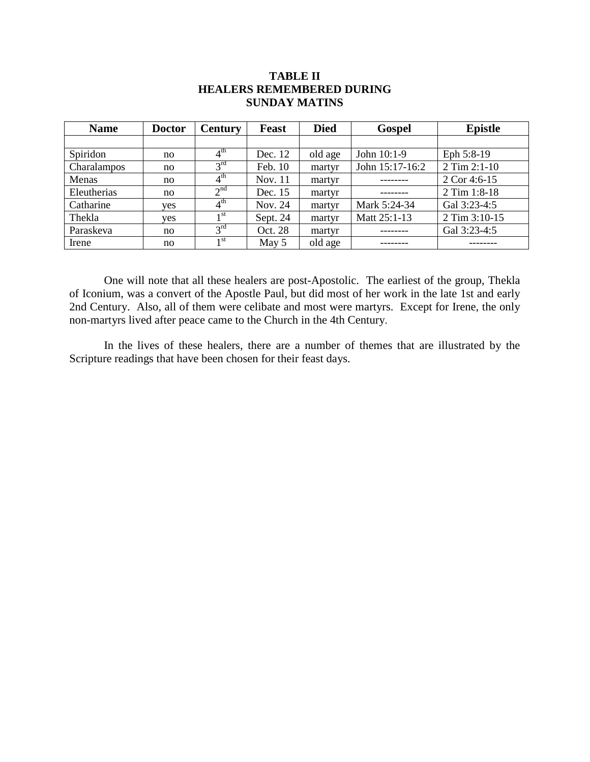**TABLE II**
**HEALERS REMEMBERED DURING**
**SUNDAY MATINS**

| Name | Doctor | Century | Feast | Died | Gospel | Epistle |
|---|---|---|---|---|---|---|
| | | | | | | |
| Spiridon | no | 4th | Dec. 12 | old age | John 10:1-9 | Eph 5:8-19 |
| Charalampos | no | 3rd | Feb. 10 | martyr | John 15:17-16:2 | 2 Tim 2:1-10 |
| Menas | no | 4th | Nov. 11 | martyr | -------- | 2 Cor 4:6-15 |
| Eleutherias | no | 2nd | Dec. 15 | martyr | -------- | 2 Tim 1:8-18 |
| Catharine | yes | 4th | Nov. 24 | martyr | Mark 5:24-34 | Gal 3:23-4:5 |
| Thekla | yes | 1st | Sept. 24 | martyr | Matt 25:1-13 | 2 Tim 3:10-15 |
| Paraskeva | no | 3rd | Oct. 28 | martyr | -------- | Gal 3:23-4:5 |
| Irene | no | 1st | May 5 | old age | -------- | -------- |

One will note that all these healers are post-Apostolic. The earliest of the group, Thekla of Iconium, was a convert of the Apostle Paul, but did most of her work in the late 1st and early 2nd Century. Also, all of them were celibate and most were martyrs. Except for Irene, the only non-martyrs lived after peace came to the Church in the 4th Century.

In the lives of these healers, there are a number of themes that are illustrated by the Scripture readings that have been chosen for their feast days.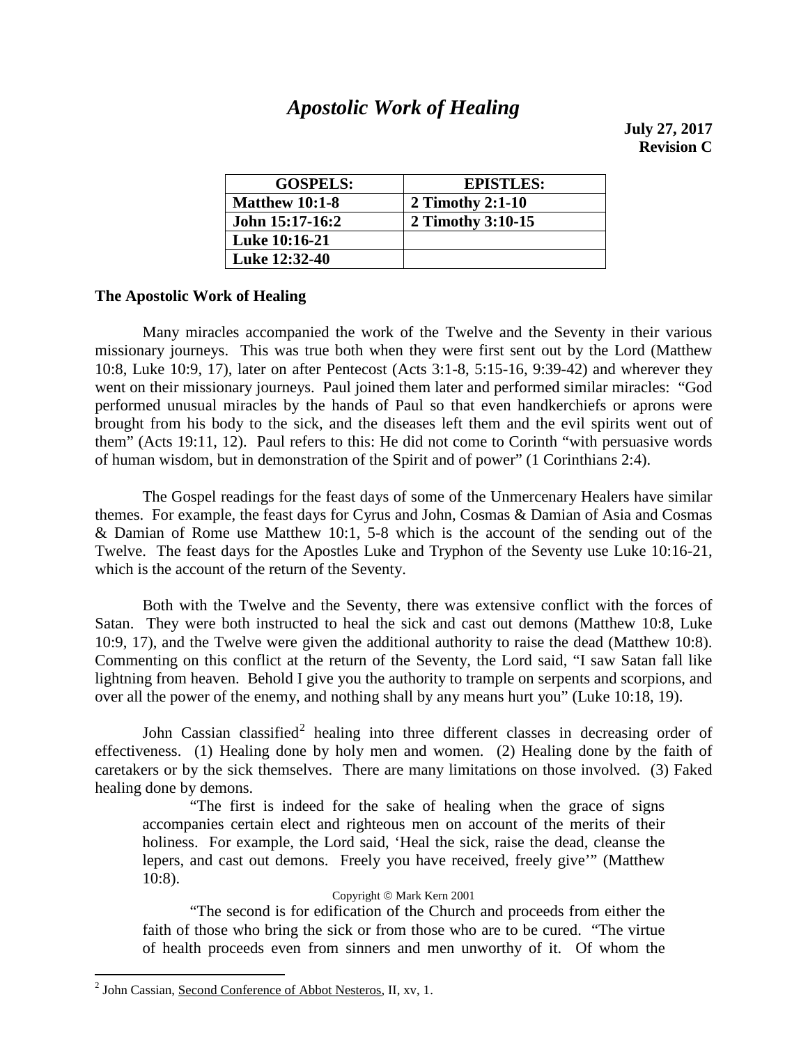# *Apostolic Work of Healing*

**July 27, 2017**
**Revision C**

| GOSPELS: | EPISTLES: |
|---|---|
| Matthew 10:1-8 | 2 Timothy 2:1-10 |
| John 15:17-16:2 | 2 Timothy 3:10-15 |
| Luke 10:16-21 | |
| Luke 12:32-40 | |

**The Apostolic Work of Healing**

Many miracles accompanied the work of the Twelve and the Seventy in their various missionary journeys. This was true both when they were first sent out by the Lord (Matthew 10:8, Luke 10:9, 17), later on after Pentecost (Acts 3:1-8, 5:15-16, 9:39-42) and wherever they went on their missionary journeys. Paul joined them later and performed similar miracles: "God performed unusual miracles by the hands of Paul so that even handkerchiefs or aprons were brought from his body to the sick, and the diseases left them and the evil spirits went out of them" (Acts 19:11, 12). Paul refers to this: He did not come to Corinth "with persuasive words of human wisdom, but in demonstration of the Spirit and of power" (1 Corinthians 2:4).

The Gospel readings for the feast days of some of the Unmercenary Healers have similar themes. For example, the feast days for Cyrus and John, Cosmas & Damian of Asia and Cosmas & Damian of Rome use Matthew 10:1, 5-8 which is the account of the sending out of the Twelve. The feast days for the Apostles Luke and Tryphon of the Seventy use Luke 10:16-21, which is the account of the return of the Seventy.

Both with the Twelve and the Seventy, there was extensive conflict with the forces of Satan. They were both instructed to heal the sick and cast out demons (Matthew 10:8, Luke 10:9, 17), and the Twelve were given the additional authority to raise the dead (Matthew 10:8). Commenting on this conflict at the return of the Seventy, the Lord said, "I saw Satan fall like lightning from heaven. Behold I give you the authority to trample on serpents and scorpions, and over all the power of the enemy, and nothing shall by any means hurt you" (Luke 10:18, 19).

John Cassian classified[2] healing into three different classes in decreasing order of effectiveness. (1) Healing done by holy men and women. (2) Healing done by the faith of caretakers or by the sick themselves. There are many limitations on those involved. (3) Faked healing done by demons.

> "The first is indeed for the sake of healing when the grace of signs accompanies certain elect and righteous men on account of the merits of their holiness. For example, the Lord said, 'Heal the sick, raise the dead, cleanse the lepers, and cast out demons. Freely you have received, freely give'" (Matthew 10:8).
>
> Copyright © Mark Kern 2001
>
> "The second is for edification of the Church and proceeds from either the faith of those who bring the sick or from those who are to be cured. "The virtue of health proceeds even from sinners and men unworthy of it. Of whom the

[2] John Cassian, Second Conference of Abbot Nesteros, II, xv, 1.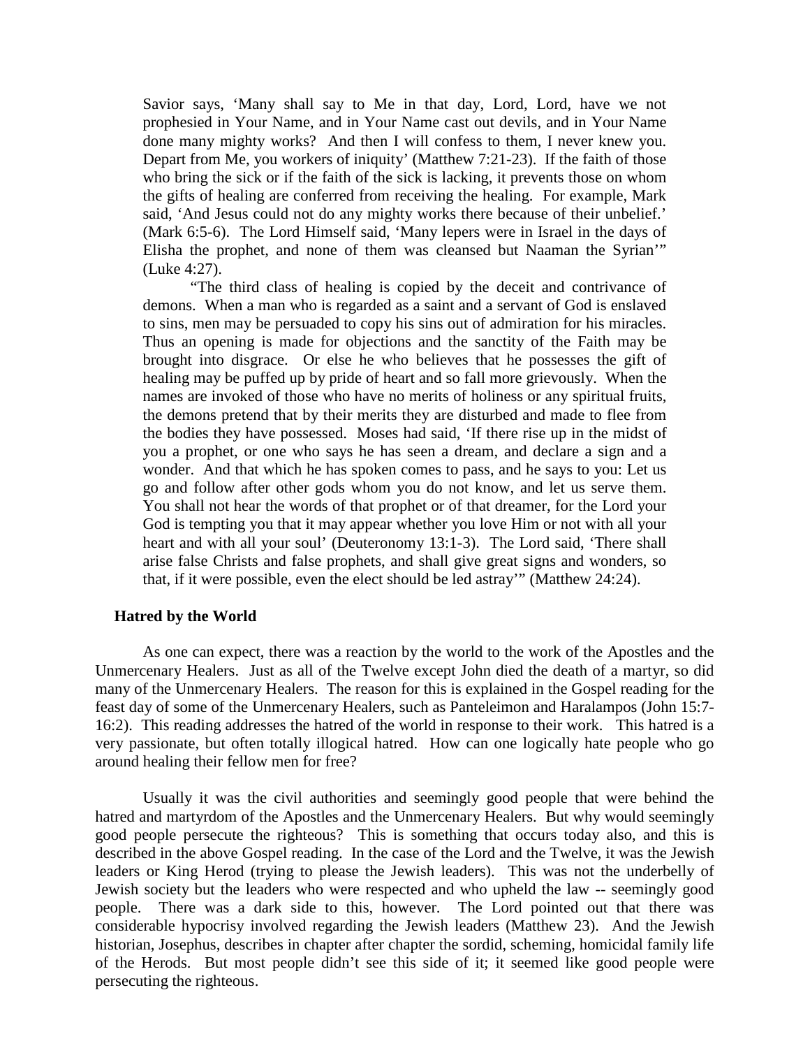Savior says, 'Many shall say to Me in that day, Lord, Lord, have we not prophesied in Your Name, and in Your Name cast out devils, and in Your Name done many mighty works? And then I will confess to them, I never knew you. Depart from Me, you workers of iniquity' (Matthew 7:21-23). If the faith of those who bring the sick or if the faith of the sick is lacking, it prevents those on whom the gifts of healing are conferred from receiving the healing. For example, Mark said, 'And Jesus could not do any mighty works there because of their unbelief.' (Mark 6:5-6). The Lord Himself said, 'Many lepers were in Israel in the days of Elisha the prophet, and none of them was cleansed but Naaman the Syrian'" (Luke 4:27).

"The third class of healing is copied by the deceit and contrivance of demons. When a man who is regarded as a saint and a servant of God is enslaved to sins, men may be persuaded to copy his sins out of admiration for his miracles. Thus an opening is made for objections and the sanctity of the Faith may be brought into disgrace. Or else he who believes that he possesses the gift of healing may be puffed up by pride of heart and so fall more grievously. When the names are invoked of those who have no merits of holiness or any spiritual fruits, the demons pretend that by their merits they are disturbed and made to flee from the bodies they have possessed. Moses had said, 'If there rise up in the midst of you a prophet, or one who says he has seen a dream, and declare a sign and a wonder. And that which he has spoken comes to pass, and he says to you: Let us go and follow after other gods whom you do not know, and let us serve them. You shall not hear the words of that prophet or of that dreamer, for the Lord your God is tempting you that it may appear whether you love Him or not with all your heart and with all your soul' (Deuteronomy 13:1-3). The Lord said, 'There shall arise false Christs and false prophets, and shall give great signs and wonders, so that, if it were possible, even the elect should be led astray'" (Matthew 24:24).

**Hatred by the World**

As one can expect, there was a reaction by the world to the work of the Apostles and the Unmercenary Healers. Just as all of the Twelve except John died the death of a martyr, so did many of the Unmercenary Healers. The reason for this is explained in the Gospel reading for the feast day of some of the Unmercenary Healers, such as Panteleimon and Haralampos (John 15:7-16:2). This reading addresses the hatred of the world in response to their work. This hatred is a very passionate, but often totally illogical hatred. How can one logically hate people who go around healing their fellow men for free?

Usually it was the civil authorities and seemingly good people that were behind the hatred and martyrdom of the Apostles and the Unmercenary Healers. But why would seemingly good people persecute the righteous? This is something that occurs today also, and this is described in the above Gospel reading. In the case of the Lord and the Twelve, it was the Jewish leaders or King Herod (trying to please the Jewish leaders). This was not the underbelly of Jewish society but the leaders who were respected and who upheld the law -- seemingly good people. There was a dark side to this, however. The Lord pointed out that there was considerable hypocrisy involved regarding the Jewish leaders (Matthew 23). And the Jewish historian, Josephus, describes in chapter after chapter the sordid, scheming, homicidal family life of the Herods. But most people didn't see this side of it; it seemed like good people were persecuting the righteous.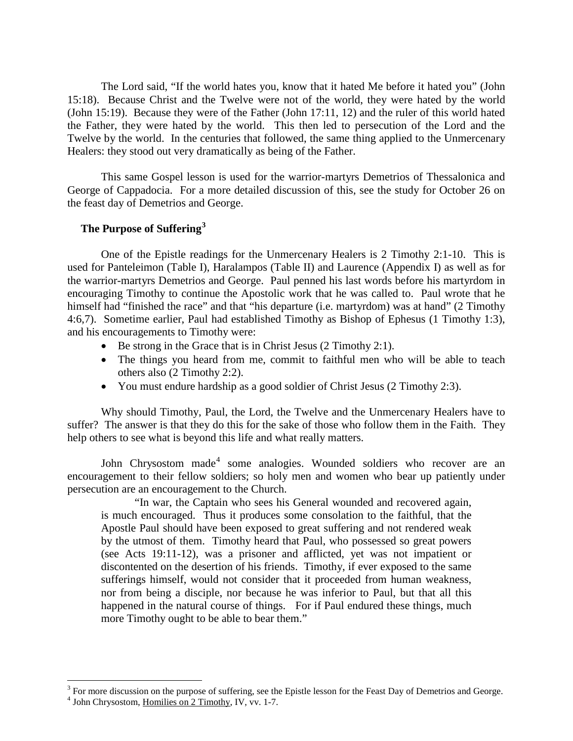The Lord said, "If the world hates you, know that it hated Me before it hated you" (John 15:18). Because Christ and the Twelve were not of the world, they were hated by the world (John 15:19). Because they were of the Father (John 17:11, 12) and the ruler of this world hated the Father, they were hated by the world. This then led to persecution of the Lord and the Twelve by the world. In the centuries that followed, the same thing applied to the Unmercenary Healers: they stood out very dramatically as being of the Father.

This same Gospel lesson is used for the warrior-martyrs Demetrios of Thessalonica and George of Cappadocia. For a more detailed discussion of this, see the study for October 26 on the feast day of Demetrios and George.

### The Purpose of Suffering[3]

One of the Epistle readings for the Unmercenary Healers is 2 Timothy 2:1-10. This is used for Panteleimon (Table I), Haralampos (Table II) and Laurence (Appendix I) as well as for the warrior-martyrs Demetrios and George. Paul penned his last words before his martyrdom in encouraging Timothy to continue the Apostolic work that he was called to. Paul wrote that he himself had "finished the race" and that "his departure (i.e. martyrdom) was at hand" (2 Timothy 4:6,7). Sometime earlier, Paul had established Timothy as Bishop of Ephesus (1 Timothy 1:3), and his encouragements to Timothy were:

- Be strong in the Grace that is in Christ Jesus (2 Timothy 2:1).
- The things you heard from me, commit to faithful men who will be able to teach others also (2 Timothy 2:2).
- You must endure hardship as a good soldier of Christ Jesus (2 Timothy 2:3).

Why should Timothy, Paul, the Lord, the Twelve and the Unmercenary Healers have to suffer? The answer is that they do this for the sake of those who follow them in the Faith. They help others to see what is beyond this life and what really matters.

John Chrysostom made[4] some analogies. Wounded soldiers who recover are an encouragement to their fellow soldiers; so holy men and women who bear up patiently under persecution are an encouragement to the Church.

> "In war, the Captain who sees his General wounded and recovered again, is much encouraged. Thus it produces some consolation to the faithful, that the Apostle Paul should have been exposed to great suffering and not rendered weak by the utmost of them. Timothy heard that Paul, who possessed so great powers (see Acts 19:11-12), was a prisoner and afflicted, yet was not impatient or discontented on the desertion of his friends. Timothy, if ever exposed to the same sufferings himself, would not consider that it proceeded from human weakness, nor from being a disciple, nor because he was inferior to Paul, but that all this happened in the natural course of things. For if Paul endured these things, much more Timothy ought to be able to bear them."

---

[3] For more discussion on the purpose of suffering, see the Epistle lesson for the Feast Day of Demetrios and George.

[4] John Chrysostom, Homilies on 2 Timothy, IV, vv. 1-7.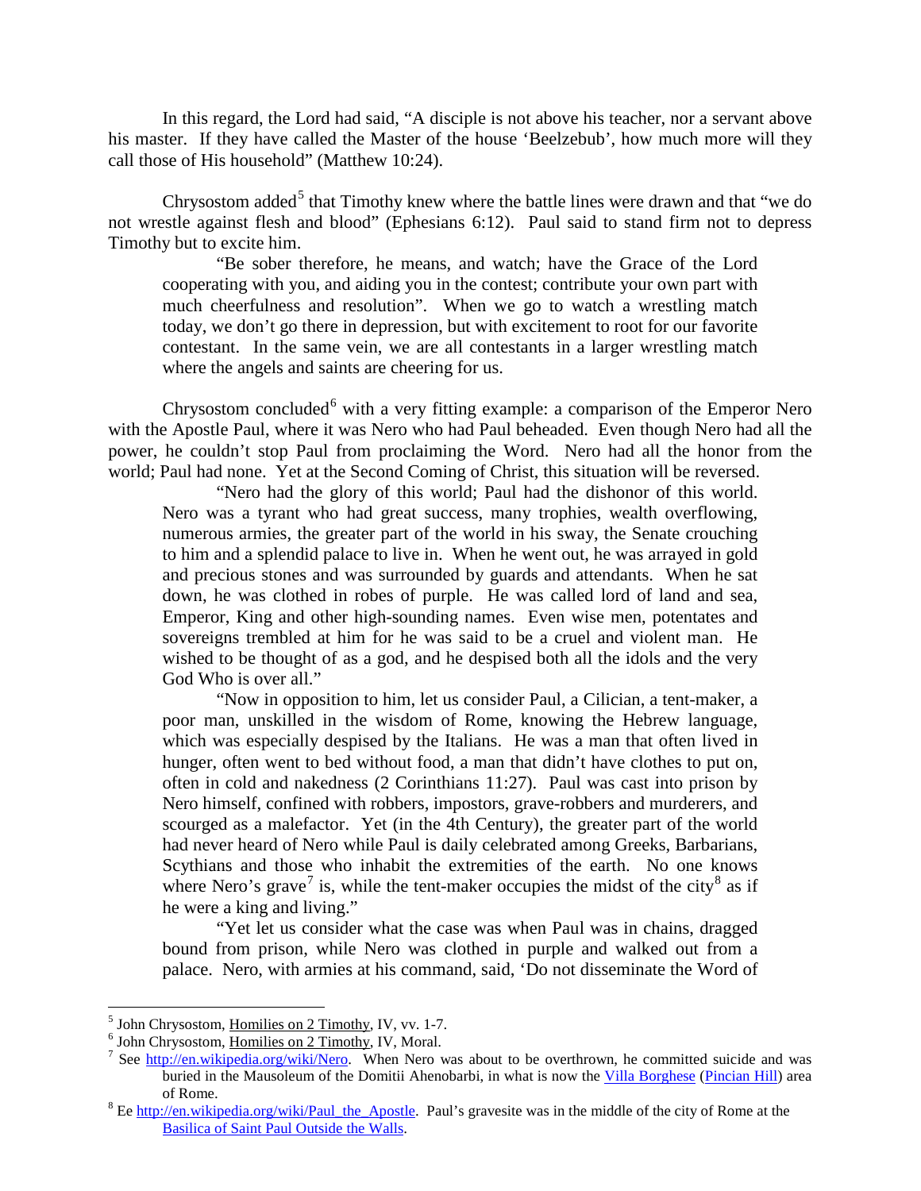In this regard, the Lord had said, "A disciple is not above his teacher, nor a servant above his master. If they have called the Master of the house 'Beelzebub', how much more will they call those of His household" (Matthew 10:24).

Chrysostom added[5] that Timothy knew where the battle lines were drawn and that "we do not wrestle against flesh and blood" (Ephesians 6:12). Paul said to stand firm not to depress Timothy but to excite him.

> "Be sober therefore, he means, and watch; have the Grace of the Lord cooperating with you, and aiding you in the contest; contribute your own part with much cheerfulness and resolution". When we go to watch a wrestling match today, we don't go there in depression, but with excitement to root for our favorite contestant. In the same vein, we are all contestants in a larger wrestling match where the angels and saints are cheering for us.

Chrysostom concluded[6] with a very fitting example: a comparison of the Emperor Nero with the Apostle Paul, where it was Nero who had Paul beheaded. Even though Nero had all the power, he couldn't stop Paul from proclaiming the Word. Nero had all the honor from the world; Paul had none. Yet at the Second Coming of Christ, this situation will be reversed.

> "Nero had the glory of this world; Paul had the dishonor of this world. Nero was a tyrant who had great success, many trophies, wealth overflowing, numerous armies, the greater part of the world in his sway, the Senate crouching to him and a splendid palace to live in. When he went out, he was arrayed in gold and precious stones and was surrounded by guards and attendants. When he sat down, he was clothed in robes of purple. He was called lord of land and sea, Emperor, King and other high-sounding names. Even wise men, potentates and sovereigns trembled at him for he was said to be a cruel and violent man. He wished to be thought of as a god, and he despised both all the idols and the very God Who is over all."
>
> "Now in opposition to him, let us consider Paul, a Cilician, a tent-maker, a poor man, unskilled in the wisdom of Rome, knowing the Hebrew language, which was especially despised by the Italians. He was a man that often lived in hunger, often went to bed without food, a man that didn't have clothes to put on, often in cold and nakedness (2 Corinthians 11:27). Paul was cast into prison by Nero himself, confined with robbers, impostors, grave-robbers and murderers, and scourged as a malefactor. Yet (in the 4th Century), the greater part of the world had never heard of Nero while Paul is daily celebrated among Greeks, Barbarians, Scythians and those who inhabit the extremities of the earth. No one knows where Nero's grave[7] is, while the tent-maker occupies the midst of the city[8] as if he were a king and living."
>
> "Yet let us consider what the case was when Paul was in chains, dragged bound from prison, while Nero was clothed in purple and walked out from a palace. Nero, with armies at his command, said, 'Do not disseminate the Word of

---

[5] John Chrysostom, Homilies on 2 Timothy, IV, vv. 1-7.

[6] John Chrysostom, Homilies on 2 Timothy, IV, Moral.

[7] See http://en.wikipedia.org/wiki/Nero. When Nero was about to be overthrown, he committed suicide and was buried in the Mausoleum of the Domitii Ahenobarbi, in what is now the Villa Borghese (Pincian Hill) area of Rome.

[8] Ee http://en.wikipedia.org/wiki/Paul_the_Apostle. Paul's gravesite was in the middle of the city of Rome at the Basilica of Saint Paul Outside the Walls.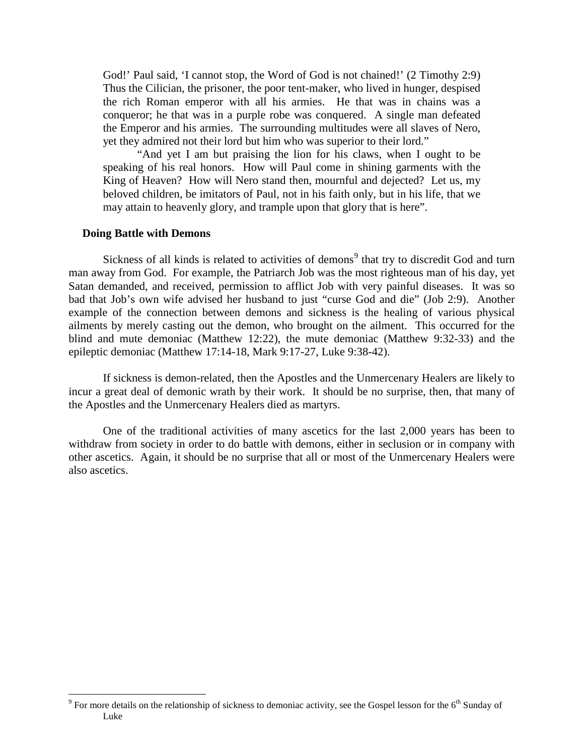> God!' Paul said, 'I cannot stop, the Word of God is not chained!' (2 Timothy 2:9) Thus the Cilician, the prisoner, the poor tent-maker, who lived in hunger, despised the rich Roman emperor with all his armies. He that was in chains was a conqueror; he that was in a purple robe was conquered. A single man defeated the Emperor and his armies. The surrounding multitudes were all slaves of Nero, yet they admired not their lord but him who was superior to their lord."
>
> "And yet I am but praising the lion for his claws, when I ought to be speaking of his real honors. How will Paul come in shining garments with the King of Heaven? How will Nero stand then, mournful and dejected? Let us, my beloved children, be imitators of Paul, not in his faith only, but in his life, that we may attain to heavenly glory, and trample upon that glory that is here".

**Doing Battle with Demons**

Sickness of all kinds is related to activities of demons[9] that try to discredit God and turn man away from God. For example, the Patriarch Job was the most righteous man of his day, yet Satan demanded, and received, permission to afflict Job with very painful diseases. It was so bad that Job's own wife advised her husband to just "curse God and die" (Job 2:9). Another example of the connection between demons and sickness is the healing of various physical ailments by merely casting out the demon, who brought on the ailment. This occurred for the blind and mute demoniac (Matthew 12:22), the mute demoniac (Matthew 9:32-33) and the epileptic demoniac (Matthew 17:14-18, Mark 9:17-27, Luke 9:38-42).

If sickness is demon-related, then the Apostles and the Unmercenary Healers are likely to incur a great deal of demonic wrath by their work. It should be no surprise, then, that many of the Apostles and the Unmercenary Healers died as martyrs.

One of the traditional activities of many ascetics for the last 2,000 years has been to withdraw from society in order to do battle with demons, either in seclusion or in company with other ascetics. Again, it should be no surprise that all or most of the Unmercenary Healers were also ascetics.

[9] For more details on the relationship of sickness to demoniac activity, see the Gospel lesson for the 6th Sunday of Luke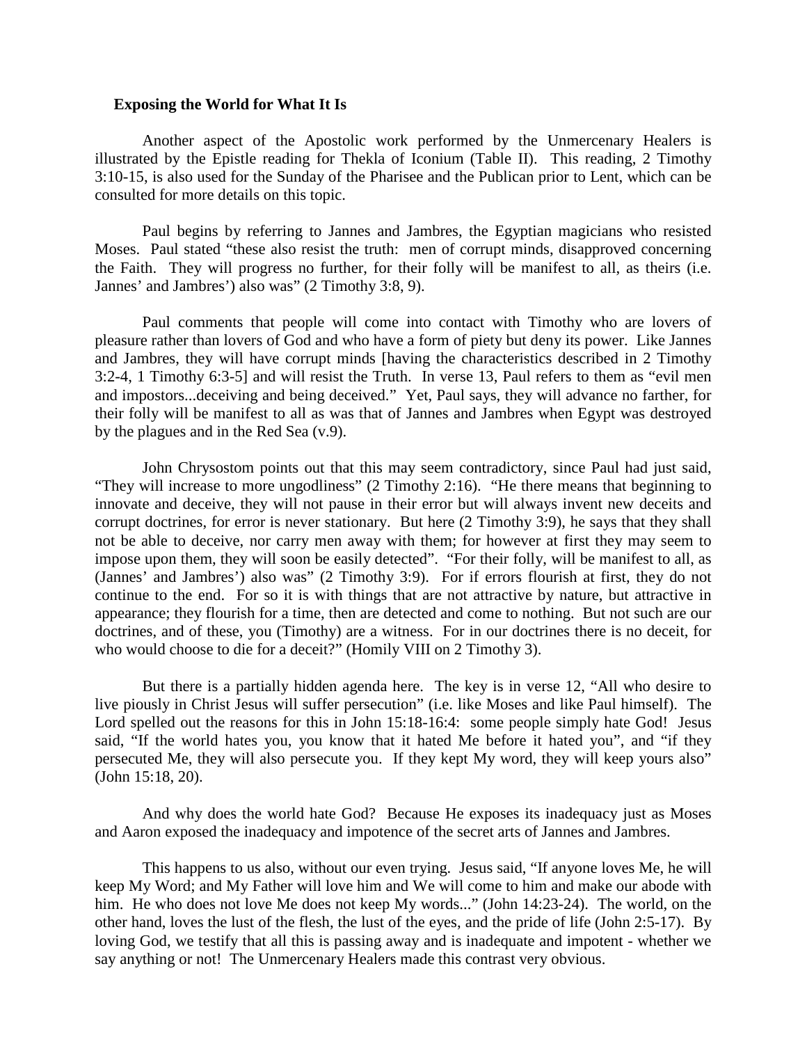### Exposing the World for What It Is

Another aspect of the Apostolic work performed by the Unmercenary Healers is illustrated by the Epistle reading for Thekla of Iconium (Table II). This reading, 2 Timothy 3:10-15, is also used for the Sunday of the Pharisee and the Publican prior to Lent, which can be consulted for more details on this topic.

Paul begins by referring to Jannes and Jambres, the Egyptian magicians who resisted Moses. Paul stated "these also resist the truth: men of corrupt minds, disapproved concerning the Faith. They will progress no further, for their folly will be manifest to all, as theirs (i.e. Jannes' and Jambres') also was" (2 Timothy 3:8, 9).

Paul comments that people will come into contact with Timothy who are lovers of pleasure rather than lovers of God and who have a form of piety but deny its power. Like Jannes and Jambres, they will have corrupt minds [having the characteristics described in 2 Timothy 3:2-4, 1 Timothy 6:3-5] and will resist the Truth. In verse 13, Paul refers to them as "evil men and impostors...deceiving and being deceived." Yet, Paul says, they will advance no farther, for their folly will be manifest to all as was that of Jannes and Jambres when Egypt was destroyed by the plagues and in the Red Sea (v.9).

John Chrysostom points out that this may seem contradictory, since Paul had just said, "They will increase to more ungodliness" (2 Timothy 2:16). "He there means that beginning to innovate and deceive, they will not pause in their error but will always invent new deceits and corrupt doctrines, for error is never stationary. But here (2 Timothy 3:9), he says that they shall not be able to deceive, nor carry men away with them; for however at first they may seem to impose upon them, they will soon be easily detected". "For their folly, will be manifest to all, as (Jannes' and Jambres') also was" (2 Timothy 3:9). For if errors flourish at first, they do not continue to the end. For so it is with things that are not attractive by nature, but attractive in appearance; they flourish for a time, then are detected and come to nothing. But not such are our doctrines, and of these, you (Timothy) are a witness. For in our doctrines there is no deceit, for who would choose to die for a deceit?" (Homily VIII on 2 Timothy 3).

But there is a partially hidden agenda here. The key is in verse 12, "All who desire to live piously in Christ Jesus will suffer persecution" (i.e. like Moses and like Paul himself). The Lord spelled out the reasons for this in John 15:18-16:4: some people simply hate God! Jesus said, "If the world hates you, you know that it hated Me before it hated you", and "if they persecuted Me, they will also persecute you. If they kept My word, they will keep yours also" (John 15:18, 20).

And why does the world hate God? Because He exposes its inadequacy just as Moses and Aaron exposed the inadequacy and impotence of the secret arts of Jannes and Jambres.

This happens to us also, without our even trying. Jesus said, "If anyone loves Me, he will keep My Word; and My Father will love him and We will come to him and make our abode with him. He who does not love Me does not keep My words..." (John 14:23-24). The world, on the other hand, loves the lust of the flesh, the lust of the eyes, and the pride of life (John 2:5-17). By loving God, we testify that all this is passing away and is inadequate and impotent - whether we say anything or not! The Unmercenary Healers made this contrast very obvious.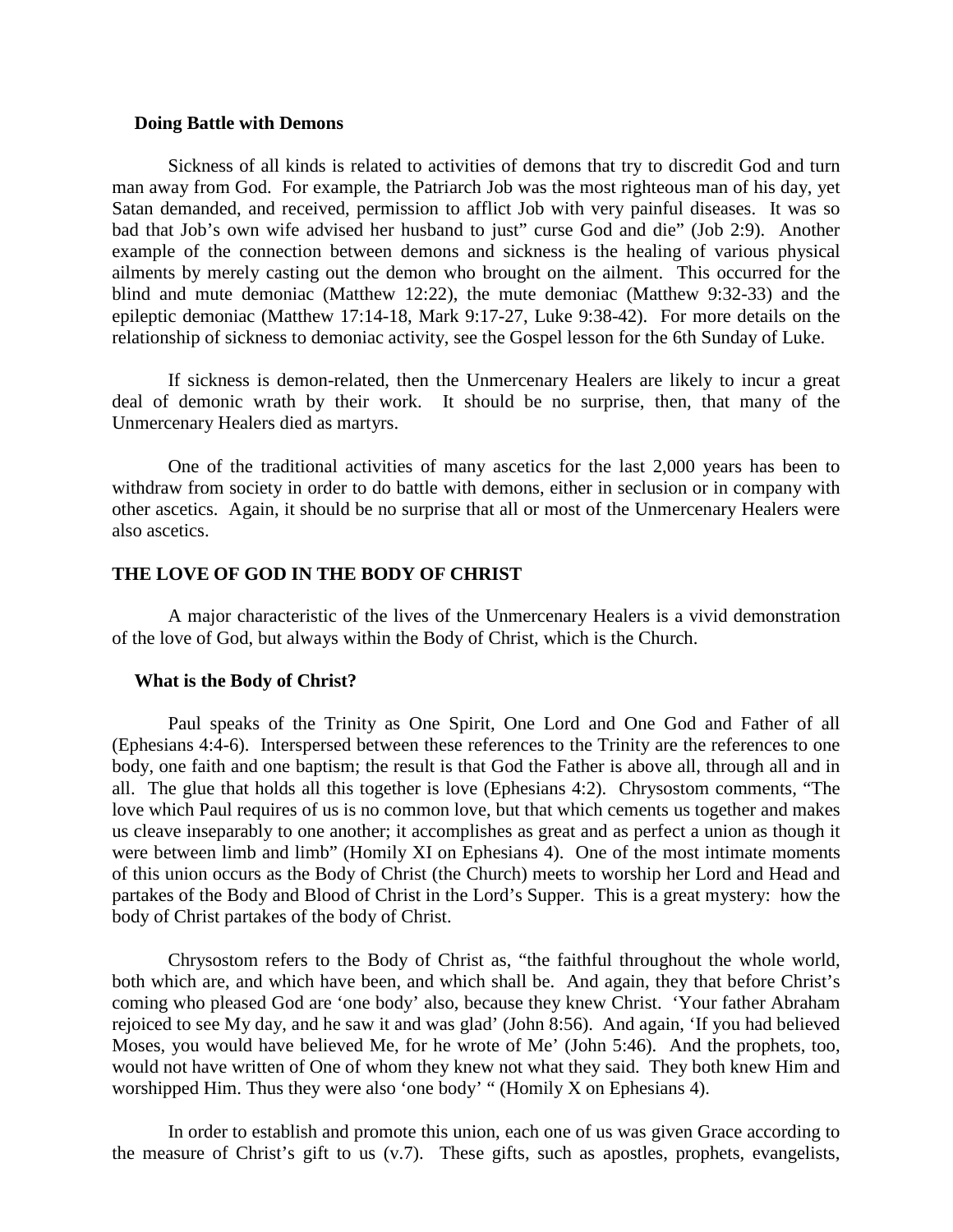### Doing Battle with Demons

Sickness of all kinds is related to activities of demons that try to discredit God and turn man away from God. For example, the Patriarch Job was the most righteous man of his day, yet Satan demanded, and received, permission to afflict Job with very painful diseases. It was so bad that Job's own wife advised her husband to just" curse God and die" (Job 2:9). Another example of the connection between demons and sickness is the healing of various physical ailments by merely casting out the demon who brought on the ailment. This occurred for the blind and mute demoniac (Matthew 12:22), the mute demoniac (Matthew 9:32-33) and the epileptic demoniac (Matthew 17:14-18, Mark 9:17-27, Luke 9:38-42). For more details on the relationship of sickness to demoniac activity, see the Gospel lesson for the 6th Sunday of Luke.

If sickness is demon-related, then the Unmercenary Healers are likely to incur a great deal of demonic wrath by their work. It should be no surprise, then, that many of the Unmercenary Healers died as martyrs.

One of the traditional activities of many ascetics for the last 2,000 years has been to withdraw from society in order to do battle with demons, either in seclusion or in company with other ascetics. Again, it should be no surprise that all or most of the Unmercenary Healers were also ascetics.

## THE LOVE OF GOD IN THE BODY OF CHRIST

A major characteristic of the lives of the Unmercenary Healers is a vivid demonstration of the love of God, but always within the Body of Christ, which is the Church.

### What is the Body of Christ?

Paul speaks of the Trinity as One Spirit, One Lord and One God and Father of all (Ephesians 4:4-6). Interspersed between these references to the Trinity are the references to one body, one faith and one baptism; the result is that God the Father is above all, through all and in all. The glue that holds all this together is love (Ephesians 4:2). Chrysostom comments, "The love which Paul requires of us is no common love, but that which cements us together and makes us cleave inseparably to one another; it accomplishes as great and as perfect a union as though it were between limb and limb" (Homily XI on Ephesians 4). One of the most intimate moments of this union occurs as the Body of Christ (the Church) meets to worship her Lord and Head and partakes of the Body and Blood of Christ in the Lord's Supper. This is a great mystery: how the body of Christ partakes of the body of Christ.

Chrysostom refers to the Body of Christ as, "the faithful throughout the whole world, both which are, and which have been, and which shall be. And again, they that before Christ's coming who pleased God are 'one body' also, because they knew Christ. 'Your father Abraham rejoiced to see My day, and he saw it and was glad' (John 8:56). And again, 'If you had believed Moses, you would have believed Me, for he wrote of Me' (John 5:46). And the prophets, too, would not have written of One of whom they knew not what they said. They both knew Him and worshipped Him. Thus they were also 'one body' " (Homily X on Ephesians 4).

In order to establish and promote this union, each one of us was given Grace according to the measure of Christ's gift to us (v.7). These gifts, such as apostles, prophets, evangelists,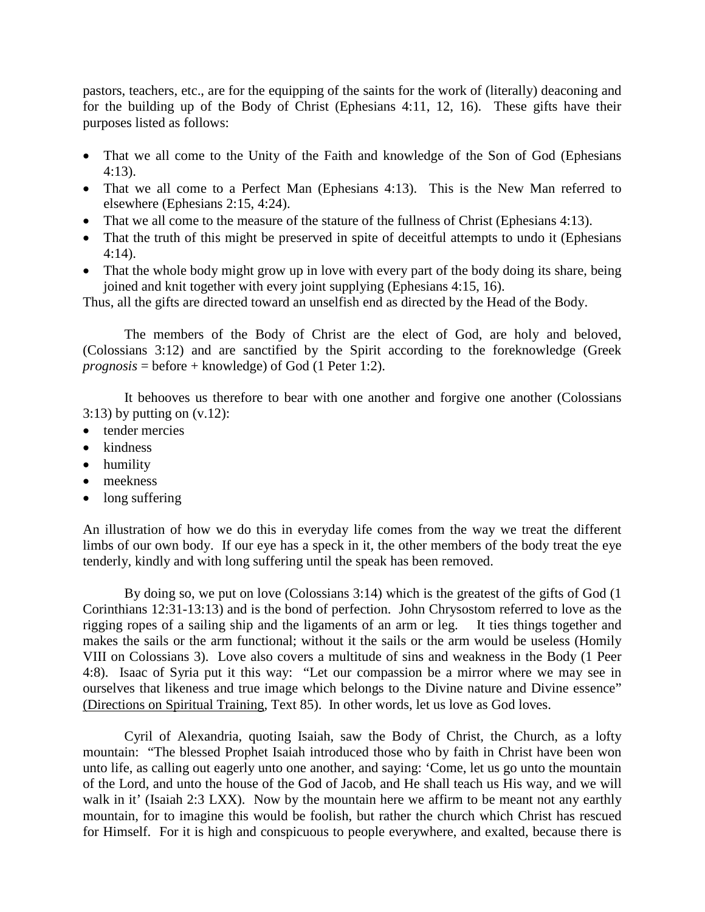pastors, teachers, etc., are for the equipping of the saints for the work of (literally) deaconing and for the building up of the Body of Christ (Ephesians 4:11, 12, 16). These gifts have their purposes listed as follows:

- That we all come to the Unity of the Faith and knowledge of the Son of God (Ephesians 4:13).
- That we all come to a Perfect Man (Ephesians 4:13). This is the New Man referred to elsewhere (Ephesians 2:15, 4:24).
- That we all come to the measure of the stature of the fullness of Christ (Ephesians 4:13).
- That the truth of this might be preserved in spite of deceitful attempts to undo it (Ephesians 4:14).
- That the whole body might grow up in love with every part of the body doing its share, being joined and knit together with every joint supplying (Ephesians 4:15, 16).

Thus, all the gifts are directed toward an unselfish end as directed by the Head of the Body.

The members of the Body of Christ are the elect of God, are holy and beloved, (Colossians 3:12) and are sanctified by the Spirit according to the foreknowledge (Greek *prognosis* = before + knowledge) of God (1 Peter 1:2).

It behooves us therefore to bear with one another and forgive one another (Colossians 3:13) by putting on (v.12):

- tender mercies
- kindness
- humility
- meekness
- long suffering

An illustration of how we do this in everyday life comes from the way we treat the different limbs of our own body. If our eye has a speck in it, the other members of the body treat the eye tenderly, kindly and with long suffering until the speak has been removed.

By doing so, we put on love (Colossians 3:14) which is the greatest of the gifts of God (1 Corinthians 12:31-13:13) and is the bond of perfection. John Chrysostom referred to love as the rigging ropes of a sailing ship and the ligaments of an arm or leg. It ties things together and makes the sails or the arm functional; without it the sails or the arm would be useless (Homily VIII on Colossians 3). Love also covers a multitude of sins and weakness in the Body (1 Peer 4:8). Isaac of Syria put it this way: "Let our compassion be a mirror where we may see in ourselves that likeness and true image which belongs to the Divine nature and Divine essence" (Directions on Spiritual Training, Text 85). In other words, let us love as God loves.

Cyril of Alexandria, quoting Isaiah, saw the Body of Christ, the Church, as a lofty mountain: "The blessed Prophet Isaiah introduced those who by faith in Christ have been won unto life, as calling out eagerly unto one another, and saying: 'Come, let us go unto the mountain of the Lord, and unto the house of the God of Jacob, and He shall teach us His way, and we will walk in it' (Isaiah 2:3 LXX). Now by the mountain here we affirm to be meant not any earthly mountain, for to imagine this would be foolish, but rather the church which Christ has rescued for Himself. For it is high and conspicuous to people everywhere, and exalted, because there is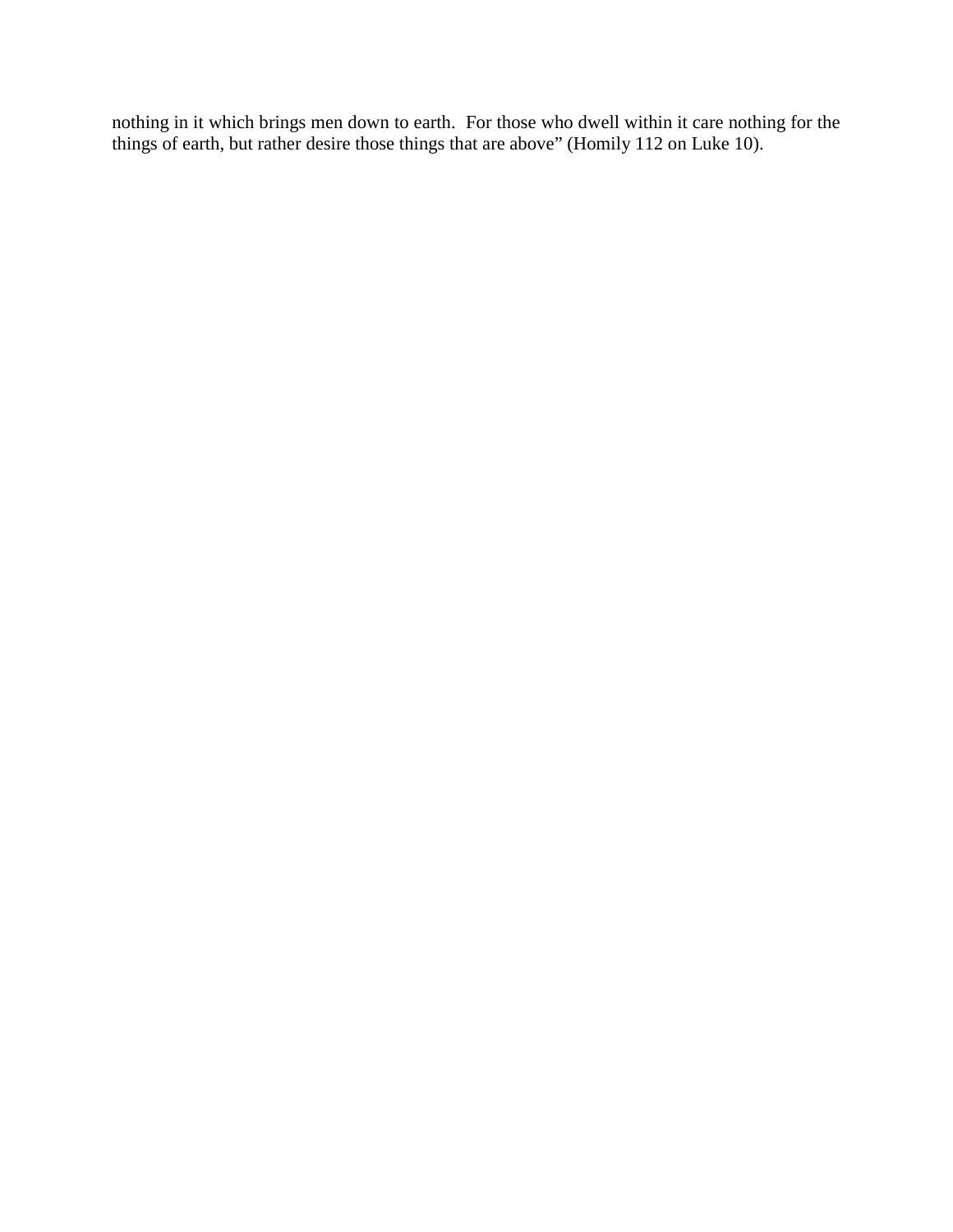nothing in it which brings men down to earth. For those who dwell within it care nothing for the things of earth, but rather desire those things that are above" (Homily 112 on Luke 10).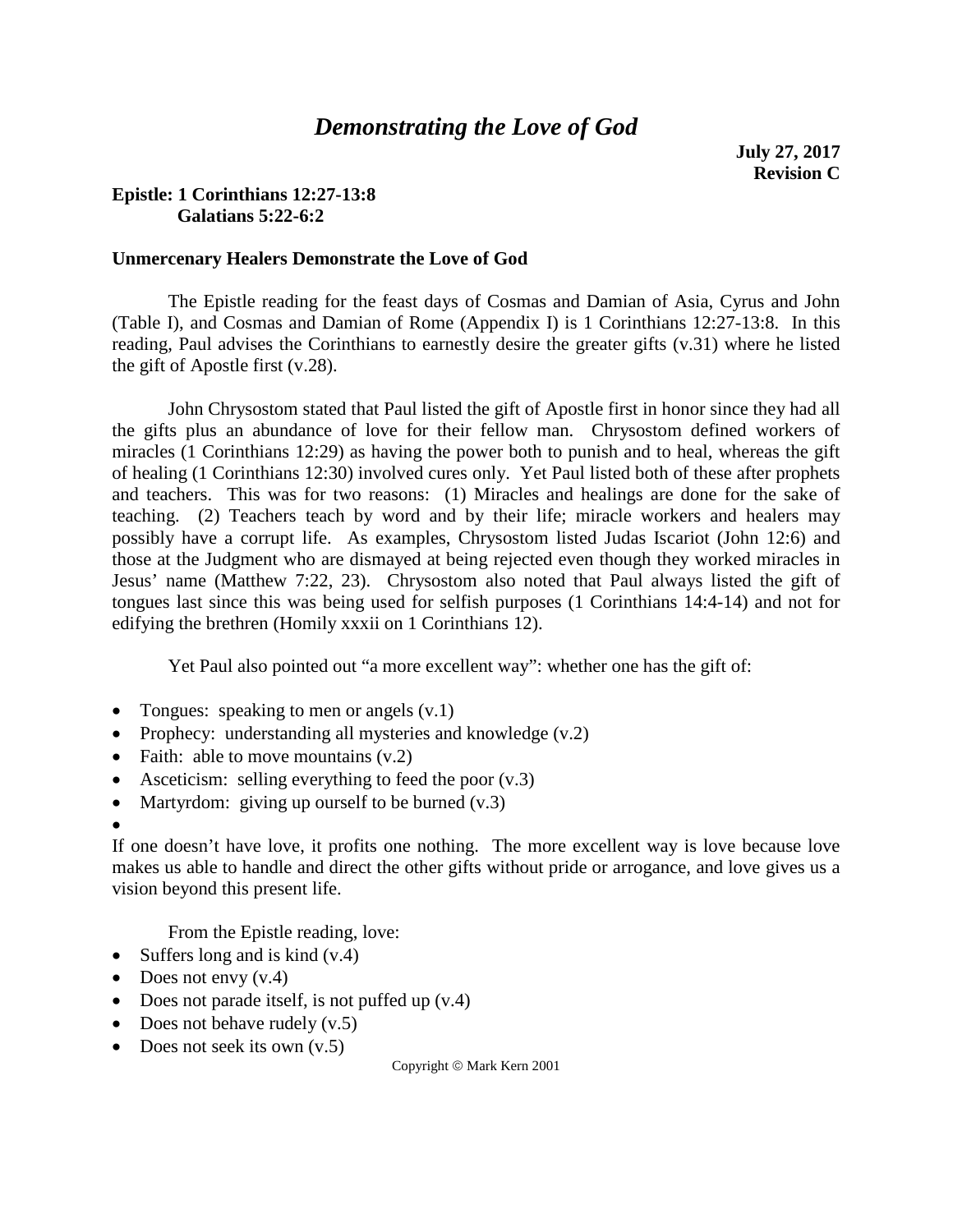# *Demonstrating the Love of God*

**July 27, 2017**
**Revision C**

**Epistle: 1 Corinthians 12:27-13:8**
**Galatians 5:22-6:2**

**Unmercenary Healers Demonstrate the Love of God**

The Epistle reading for the feast days of Cosmas and Damian of Asia, Cyrus and John (Table I), and Cosmas and Damian of Rome (Appendix I) is 1 Corinthians 12:27-13:8. In this reading, Paul advises the Corinthians to earnestly desire the greater gifts (v.31) where he listed the gift of Apostle first (v.28).

John Chrysostom stated that Paul listed the gift of Apostle first in honor since they had all the gifts plus an abundance of love for their fellow man. Chrysostom defined workers of miracles (1 Corinthians 12:29) as having the power both to punish and to heal, whereas the gift of healing (1 Corinthians 12:30) involved cures only. Yet Paul listed both of these after prophets and teachers. This was for two reasons: (1) Miracles and healings are done for the sake of teaching. (2) Teachers teach by word and by their life; miracle workers and healers may possibly have a corrupt life. As examples, Chrysostom listed Judas Iscariot (John 12:6) and those at the Judgment who are dismayed at being rejected even though they worked miracles in Jesus' name (Matthew 7:22, 23). Chrysostom also noted that Paul always listed the gift of tongues last since this was being used for selfish purposes (1 Corinthians 14:4-14) and not for edifying the brethren (Homily xxxii on 1 Corinthians 12).

Yet Paul also pointed out "a more excellent way": whether one has the gift of:

- Tongues: speaking to men or angels (v.1)
- Prophecy: understanding all mysteries and knowledge (v.2)
- Faith: able to move mountains (v.2)
- Asceticism: selling everything to feed the poor (v.3)
- Martyrdom: giving up ourself to be burned (v.3)

If one doesn't have love, it profits one nothing. The more excellent way is love because love makes us able to handle and direct the other gifts without pride or arrogance, and love gives us a vision beyond this present life.

From the Epistle reading, love:

- Suffers long and is kind (v.4)
- Does not envy (v.4)
- Does not parade itself, is not puffed up (v.4)
- Does not behave rudely (v.5)
- Does not seek its own (v.5)

Copyright © Mark Kern 2001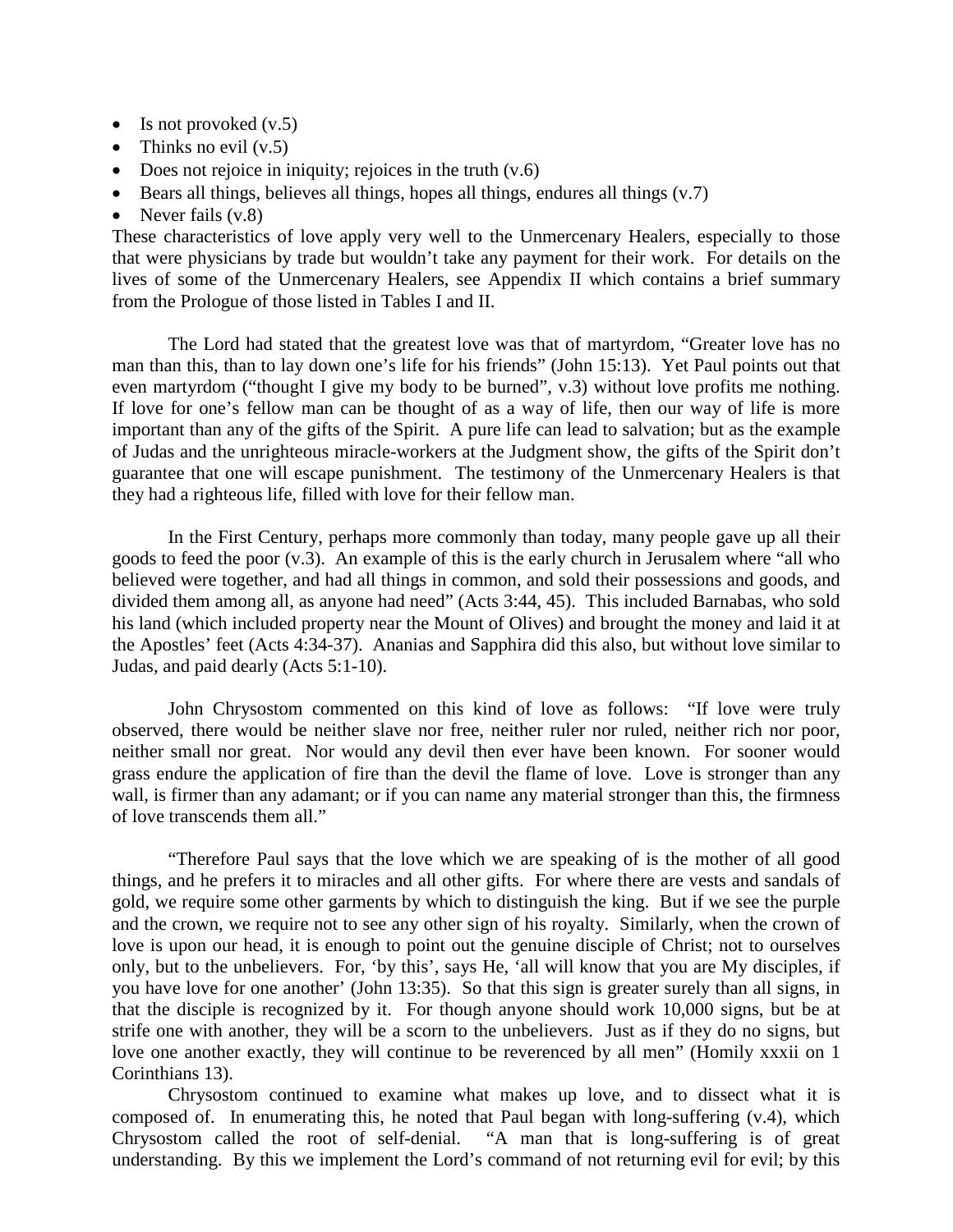- Is not provoked (v.5)
- Thinks no evil (v.5)
- Does not rejoice in iniquity; rejoices in the truth (v.6)
- Bears all things, believes all things, hopes all things, endures all things (v.7)
- Never fails (v.8)

These characteristics of love apply very well to the Unmercenary Healers, especially to those that were physicians by trade but wouldn't take any payment for their work. For details on the lives of some of the Unmercenary Healers, see Appendix II which contains a brief summary from the Prologue of those listed in Tables I and II.

The Lord had stated that the greatest love was that of martyrdom, "Greater love has no man than this, than to lay down one's life for his friends" (John 15:13). Yet Paul points out that even martyrdom ("thought I give my body to be burned", v.3) without love profits me nothing. If love for one's fellow man can be thought of as a way of life, then our way of life is more important than any of the gifts of the Spirit. A pure life can lead to salvation; but as the example of Judas and the unrighteous miracle-workers at the Judgment show, the gifts of the Spirit don't guarantee that one will escape punishment. The testimony of the Unmercenary Healers is that they had a righteous life, filled with love for their fellow man.

In the First Century, perhaps more commonly than today, many people gave up all their goods to feed the poor (v.3). An example of this is the early church in Jerusalem where "all who believed were together, and had all things in common, and sold their possessions and goods, and divided them among all, as anyone had need" (Acts 3:44, 45). This included Barnabas, who sold his land (which included property near the Mount of Olives) and brought the money and laid it at the Apostles' feet (Acts 4:34-37). Ananias and Sapphira did this also, but without love similar to Judas, and paid dearly (Acts 5:1-10).

John Chrysostom commented on this kind of love as follows: "If love were truly observed, there would be neither slave nor free, neither ruler nor ruled, neither rich nor poor, neither small nor great. Nor would any devil then ever have been known. For sooner would grass endure the application of fire than the devil the flame of love. Love is stronger than any wall, is firmer than any adamant; or if you can name any material stronger than this, the firmness of love transcends them all."

"Therefore Paul says that the love which we are speaking of is the mother of all good things, and he prefers it to miracles and all other gifts. For where there are vests and sandals of gold, we require some other garments by which to distinguish the king. But if we see the purple and the crown, we require not to see any other sign of his royalty. Similarly, when the crown of love is upon our head, it is enough to point out the genuine disciple of Christ; not to ourselves only, but to the unbelievers. For, 'by this', says He, 'all will know that you are My disciples, if you have love for one another' (John 13:35). So that this sign is greater surely than all signs, in that the disciple is recognized by it. For though anyone should work 10,000 signs, but be at strife one with another, they will be a scorn to the unbelievers. Just as if they do no signs, but love one another exactly, they will continue to be reverenced by all men" (Homily xxxii on 1 Corinthians 13).

Chrysostom continued to examine what makes up love, and to dissect what it is composed of. In enumerating this, he noted that Paul began with long-suffering (v.4), which Chrysostom called the root of self-denial. "A man that is long-suffering is of great understanding. By this we implement the Lord's command of not returning evil for evil; by this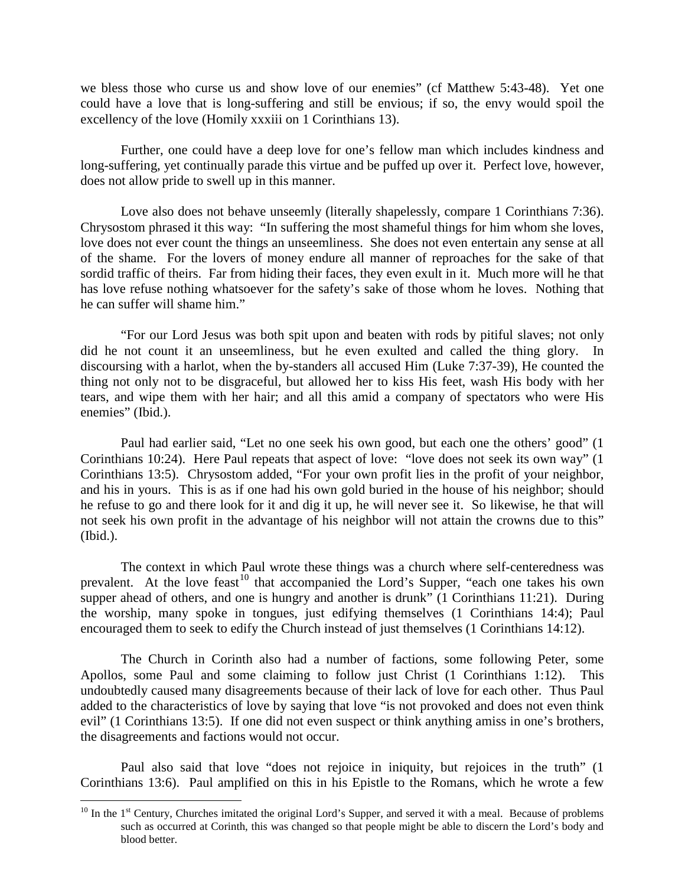we bless those who curse us and show love of our enemies" (cf Matthew 5:43-48). Yet one could have a love that is long-suffering and still be envious; if so, the envy would spoil the excellency of the love (Homily xxxiii on 1 Corinthians 13).

Further, one could have a deep love for one's fellow man which includes kindness and long-suffering, yet continually parade this virtue and be puffed up over it. Perfect love, however, does not allow pride to swell up in this manner.

Love also does not behave unseemly (literally shapelessly, compare 1 Corinthians 7:36). Chrysostom phrased it this way: "In suffering the most shameful things for him whom she loves, love does not ever count the things an unseemliness. She does not even entertain any sense at all of the shame. For the lovers of money endure all manner of reproaches for the sake of that sordid traffic of theirs. Far from hiding their faces, they even exult in it. Much more will he that has love refuse nothing whatsoever for the safety's sake of those whom he loves. Nothing that he can suffer will shame him."

"For our Lord Jesus was both spit upon and beaten with rods by pitiful slaves; not only did he not count it an unseemliness, but he even exulted and called the thing glory. In discoursing with a harlot, when the by-standers all accused Him (Luke 7:37-39), He counted the thing not only not to be disgraceful, but allowed her to kiss His feet, wash His body with her tears, and wipe them with her hair; and all this amid a company of spectators who were His enemies" (Ibid.).

Paul had earlier said, "Let no one seek his own good, but each one the others' good" (1 Corinthians 10:24). Here Paul repeats that aspect of love: "love does not seek its own way" (1 Corinthians 13:5). Chrysostom added, "For your own profit lies in the profit of your neighbor, and his in yours. This is as if one had his own gold buried in the house of his neighbor; should he refuse to go and there look for it and dig it up, he will never see it. So likewise, he that will not seek his own profit in the advantage of his neighbor will not attain the crowns due to this" (Ibid.).

The context in which Paul wrote these things was a church where self-centeredness was prevalent. At the love feast[10] that accompanied the Lord's Supper, "each one takes his own supper ahead of others, and one is hungry and another is drunk" (1 Corinthians 11:21). During the worship, many spoke in tongues, just edifying themselves (1 Corinthians 14:4); Paul encouraged them to seek to edify the Church instead of just themselves (1 Corinthians 14:12).

The Church in Corinth also had a number of factions, some following Peter, some Apollos, some Paul and some claiming to follow just Christ (1 Corinthians 1:12). This undoubtedly caused many disagreements because of their lack of love for each other. Thus Paul added to the characteristics of love by saying that love "is not provoked and does not even think evil" (1 Corinthians 13:5). If one did not even suspect or think anything amiss in one's brothers, the disagreements and factions would not occur.

Paul also said that love "does not rejoice in iniquity, but rejoices in the truth" (1 Corinthians 13:6). Paul amplified on this in his Epistle to the Romans, which he wrote a few

---

[10] In the 1st Century, Churches imitated the original Lord's Supper, and served it with a meal. Because of problems such as occurred at Corinth, this was changed so that people might be able to discern the Lord's body and blood better.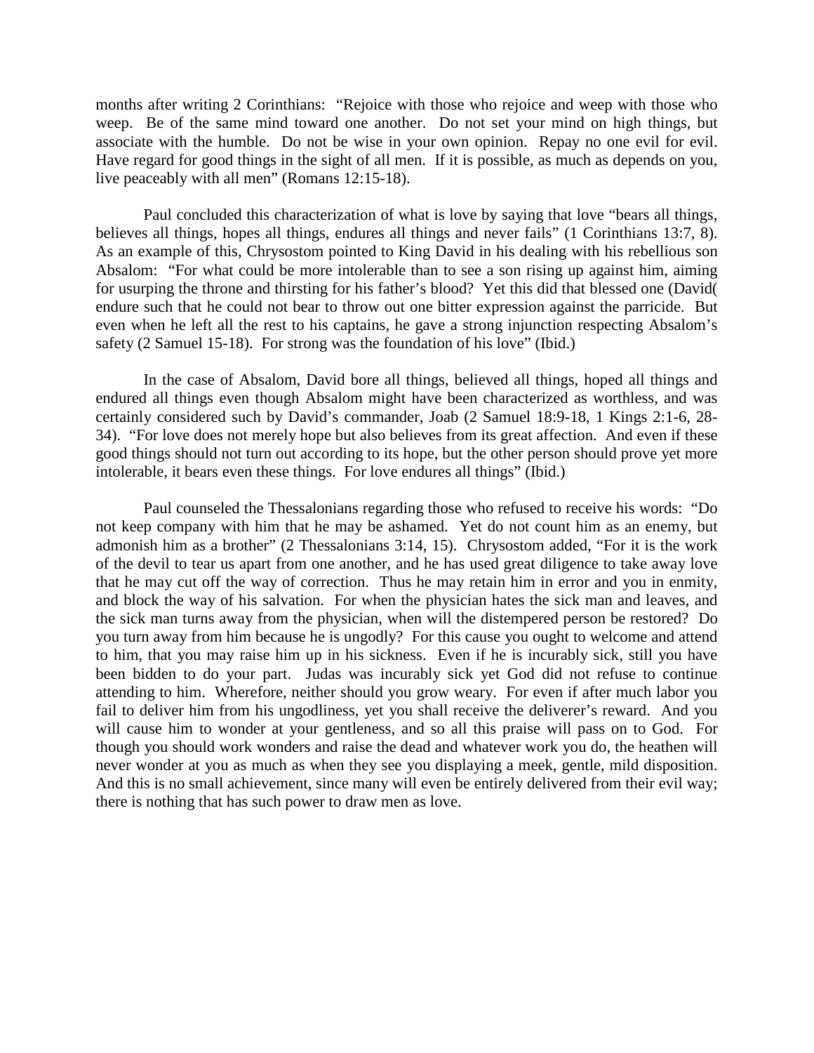months after writing 2 Corinthians: "Rejoice with those who rejoice and weep with those who weep. Be of the same mind toward one another. Do not set your mind on high things, but associate with the humble. Do not be wise in your own opinion. Repay no one evil for evil. Have regard for good things in the sight of all men. If it is possible, as much as depends on you, live peaceably with all men" (Romans 12:15-18).

Paul concluded this characterization of what is love by saying that love "bears all things, believes all things, hopes all things, endures all things and never fails" (1 Corinthians 13:7, 8). As an example of this, Chrysostom pointed to King David in his dealing with his rebellious son Absalom: "For what could be more intolerable than to see a son rising up against him, aiming for usurping the throne and thirsting for his father's blood? Yet this did that blessed one (David( endure such that he could not bear to throw out one bitter expression against the parricide. But even when he left all the rest to his captains, he gave a strong injunction respecting Absalom's safety (2 Samuel 15-18). For strong was the foundation of his love" (Ibid.)

In the case of Absalom, David bore all things, believed all things, hoped all things and endured all things even though Absalom might have been characterized as worthless, and was certainly considered such by David's commander, Joab (2 Samuel 18:9-18, 1 Kings 2:1-6, 28-34). "For love does not merely hope but also believes from its great affection. And even if these good things should not turn out according to its hope, but the other person should prove yet more intolerable, it bears even these things. For love endures all things" (Ibid.)

Paul counseled the Thessalonians regarding those who refused to receive his words: "Do not keep company with him that he may be ashamed. Yet do not count him as an enemy, but admonish him as a brother" (2 Thessalonians 3:14, 15). Chrysostom added, "For it is the work of the devil to tear us apart from one another, and he has used great diligence to take away love that he may cut off the way of correction. Thus he may retain him in error and you in enmity, and block the way of his salvation. For when the physician hates the sick man and leaves, and the sick man turns away from the physician, when will the distempered person be restored? Do you turn away from him because he is ungodly? For this cause you ought to welcome and attend to him, that you may raise him up in his sickness. Even if he is incurably sick, still you have been bidden to do your part. Judas was incurably sick yet God did not refuse to continue attending to him. Wherefore, neither should you grow weary. For even if after much labor you fail to deliver him from his ungodliness, yet you shall receive the deliverer's reward. And you will cause him to wonder at your gentleness, and so all this praise will pass on to God. For though you should work wonders and raise the dead and whatever work you do, the heathen will never wonder at you as much as when they see you displaying a meek, gentle, mild disposition. And this is no small achievement, since many will even be entirely delivered from their evil way; there is nothing that has such power to draw men as love.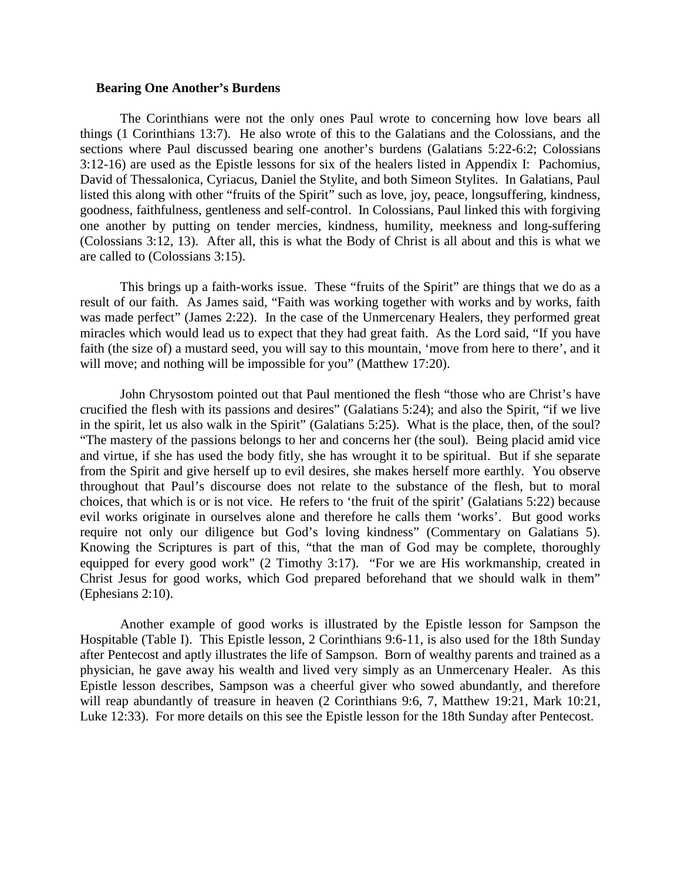### Bearing One Another's Burdens

The Corinthians were not the only ones Paul wrote to concerning how love bears all things (1 Corinthians 13:7). He also wrote of this to the Galatians and the Colossians, and the sections where Paul discussed bearing one another's burdens (Galatians 5:22-6:2; Colossians 3:12-16) are used as the Epistle lessons for six of the healers listed in Appendix I: Pachomius, David of Thessalonica, Cyriacus, Daniel the Stylite, and both Simeon Stylites. In Galatians, Paul listed this along with other "fruits of the Spirit" such as love, joy, peace, longsuffering, kindness, goodness, faithfulness, gentleness and self-control. In Colossians, Paul linked this with forgiving one another by putting on tender mercies, kindness, humility, meekness and long-suffering (Colossians 3:12, 13). After all, this is what the Body of Christ is all about and this is what we are called to (Colossians 3:15).

This brings up a faith-works issue. These "fruits of the Spirit" are things that we do as a result of our faith. As James said, "Faith was working together with works and by works, faith was made perfect" (James 2:22). In the case of the Unmercenary Healers, they performed great miracles which would lead us to expect that they had great faith. As the Lord said, "If you have faith (the size of) a mustard seed, you will say to this mountain, 'move from here to there', and it will move; and nothing will be impossible for you" (Matthew 17:20).

John Chrysostom pointed out that Paul mentioned the flesh "those who are Christ's have crucified the flesh with its passions and desires" (Galatians 5:24); and also the Spirit, "if we live in the spirit, let us also walk in the Spirit" (Galatians 5:25). What is the place, then, of the soul? "The mastery of the passions belongs to her and concerns her (the soul). Being placid amid vice and virtue, if she has used the body fitly, she has wrought it to be spiritual. But if she separate from the Spirit and give herself up to evil desires, she makes herself more earthly. You observe throughout that Paul's discourse does not relate to the substance of the flesh, but to moral choices, that which is or is not vice. He refers to 'the fruit of the spirit' (Galatians 5:22) because evil works originate in ourselves alone and therefore he calls them 'works'. But good works require not only our diligence but God's loving kindness" (Commentary on Galatians 5). Knowing the Scriptures is part of this, "that the man of God may be complete, thoroughly equipped for every good work" (2 Timothy 3:17). "For we are His workmanship, created in Christ Jesus for good works, which God prepared beforehand that we should walk in them" (Ephesians 2:10).

Another example of good works is illustrated by the Epistle lesson for Sampson the Hospitable (Table I). This Epistle lesson, 2 Corinthians 9:6-11, is also used for the 18th Sunday after Pentecost and aptly illustrates the life of Sampson. Born of wealthy parents and trained as a physician, he gave away his wealth and lived very simply as an Unmercenary Healer. As this Epistle lesson describes, Sampson was a cheerful giver who sowed abundantly, and therefore will reap abundantly of treasure in heaven (2 Corinthians 9:6, 7, Matthew 19:21, Mark 10:21, Luke 12:33). For more details on this see the Epistle lesson for the 18th Sunday after Pentecost.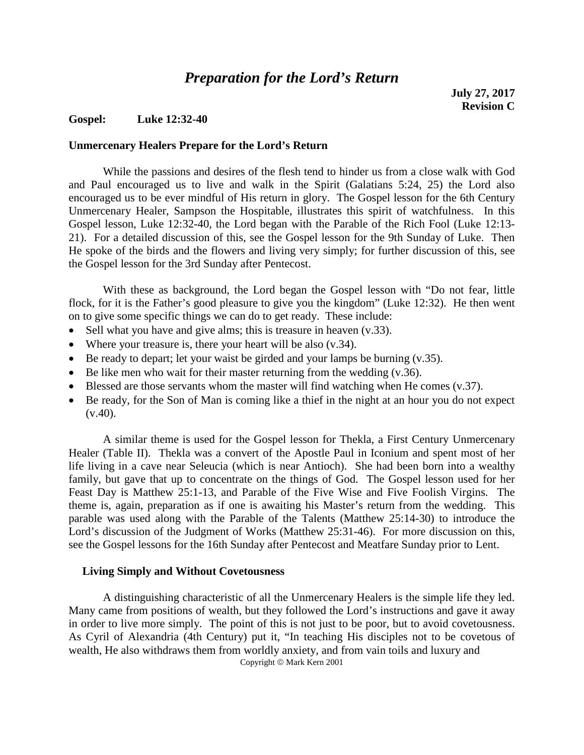# *Preparation for the Lord's Return*

**July 27, 2017**
**Revision C**

**Gospel: Luke 12:32-40**

### Unmercenary Healers Prepare for the Lord's Return

While the passions and desires of the flesh tend to hinder us from a close walk with God and Paul encouraged us to live and walk in the Spirit (Galatians 5:24, 25) the Lord also encouraged us to be ever mindful of His return in glory. The Gospel lesson for the 6th Century Unmercenary Healer, Sampson the Hospitable, illustrates this spirit of watchfulness. In this Gospel lesson, Luke 12:32-40, the Lord began with the Parable of the Rich Fool (Luke 12:13-21). For a detailed discussion of this, see the Gospel lesson for the 9th Sunday of Luke. Then He spoke of the birds and the flowers and living very simply; for further discussion of this, see the Gospel lesson for the 3rd Sunday after Pentecost.

With these as background, the Lord began the Gospel lesson with "Do not fear, little flock, for it is the Father's good pleasure to give you the kingdom" (Luke 12:32). He then went on to give some specific things we can do to get ready. These include:

- Sell what you have and give alms; this is treasure in heaven (v.33).
- Where your treasure is, there your heart will be also (v.34).
- Be ready to depart; let your waist be girded and your lamps be burning (v.35).
- Be like men who wait for their master returning from the wedding (v.36).
- Blessed are those servants whom the master will find watching when He comes (v.37).
- Be ready, for the Son of Man is coming like a thief in the night at an hour you do not expect (v.40).

A similar theme is used for the Gospel lesson for Thekla, a First Century Unmercenary Healer (Table II). Thekla was a convert of the Apostle Paul in Iconium and spent most of her life living in a cave near Seleucia (which is near Antioch). She had been born into a wealthy family, but gave that up to concentrate on the things of God. The Gospel lesson used for her Feast Day is Matthew 25:1-13, and Parable of the Five Wise and Five Foolish Virgins. The theme is, again, preparation as if one is awaiting his Master's return from the wedding. This parable was used along with the Parable of the Talents (Matthew 25:14-30) to introduce the Lord's discussion of the Judgment of Works (Matthew 25:31-46). For more discussion on this, see the Gospel lessons for the 16th Sunday after Pentecost and Meatfare Sunday prior to Lent.

### Living Simply and Without Covetousness

A distinguishing characteristic of all the Unmercenary Healers is the simple life they led. Many came from positions of wealth, but they followed the Lord's instructions and gave it away in order to live more simply. The point of this is not just to be poor, but to avoid covetousness. As Cyril of Alexandria (4th Century) put it, "In teaching His disciples not to be covetous of wealth, He also withdraws them from worldly anxiety, and from vain toils and luxury and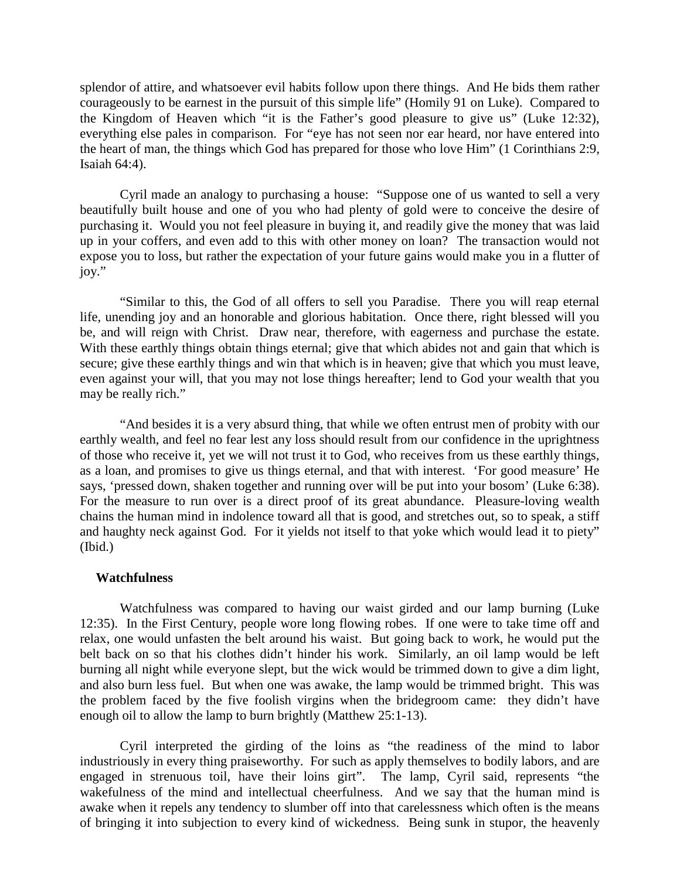splendor of attire, and whatsoever evil habits follow upon there things. And He bids them rather courageously to be earnest in the pursuit of this simple life" (Homily 91 on Luke). Compared to the Kingdom of Heaven which "it is the Father's good pleasure to give us" (Luke 12:32), everything else pales in comparison. For "eye has not seen nor ear heard, nor have entered into the heart of man, the things which God has prepared for those who love Him" (1 Corinthians 2:9, Isaiah 64:4).

Cyril made an analogy to purchasing a house: "Suppose one of us wanted to sell a very beautifully built house and one of you who had plenty of gold were to conceive the desire of purchasing it. Would you not feel pleasure in buying it, and readily give the money that was laid up in your coffers, and even add to this with other money on loan? The transaction would not expose you to loss, but rather the expectation of your future gains would make you in a flutter of joy."

"Similar to this, the God of all offers to sell you Paradise. There you will reap eternal life, unending joy and an honorable and glorious habitation. Once there, right blessed will you be, and will reign with Christ. Draw near, therefore, with eagerness and purchase the estate. With these earthly things obtain things eternal; give that which abides not and gain that which is secure; give these earthly things and win that which is in heaven; give that which you must leave, even against your will, that you may not lose things hereafter; lend to God your wealth that you may be really rich."

"And besides it is a very absurd thing, that while we often entrust men of probity with our earthly wealth, and feel no fear lest any loss should result from our confidence in the uprightness of those who receive it, yet we will not trust it to God, who receives from us these earthly things, as a loan, and promises to give us things eternal, and that with interest. 'For good measure' He says, 'pressed down, shaken together and running over will be put into your bosom' (Luke 6:38). For the measure to run over is a direct proof of its great abundance. Pleasure-loving wealth chains the human mind in indolence toward all that is good, and stretches out, so to speak, a stiff and haughty neck against God. For it yields not itself to that yoke which would lead it to piety" (Ibid.)

**Watchfulness**

Watchfulness was compared to having our waist girded and our lamp burning (Luke 12:35). In the First Century, people wore long flowing robes. If one were to take time off and relax, one would unfasten the belt around his waist. But going back to work, he would put the belt back on so that his clothes didn't hinder his work. Similarly, an oil lamp would be left burning all night while everyone slept, but the wick would be trimmed down to give a dim light, and also burn less fuel. But when one was awake, the lamp would be trimmed bright. This was the problem faced by the five foolish virgins when the bridegroom came: they didn't have enough oil to allow the lamp to burn brightly (Matthew 25:1-13).

Cyril interpreted the girding of the loins as "the readiness of the mind to labor industriously in every thing praiseworthy. For such as apply themselves to bodily labors, and are engaged in strenuous toil, have their loins girt". The lamp, Cyril said, represents "the wakefulness of the mind and intellectual cheerfulness. And we say that the human mind is awake when it repels any tendency to slumber off into that carelessness which often is the means of bringing it into subjection to every kind of wickedness. Being sunk in stupor, the heavenly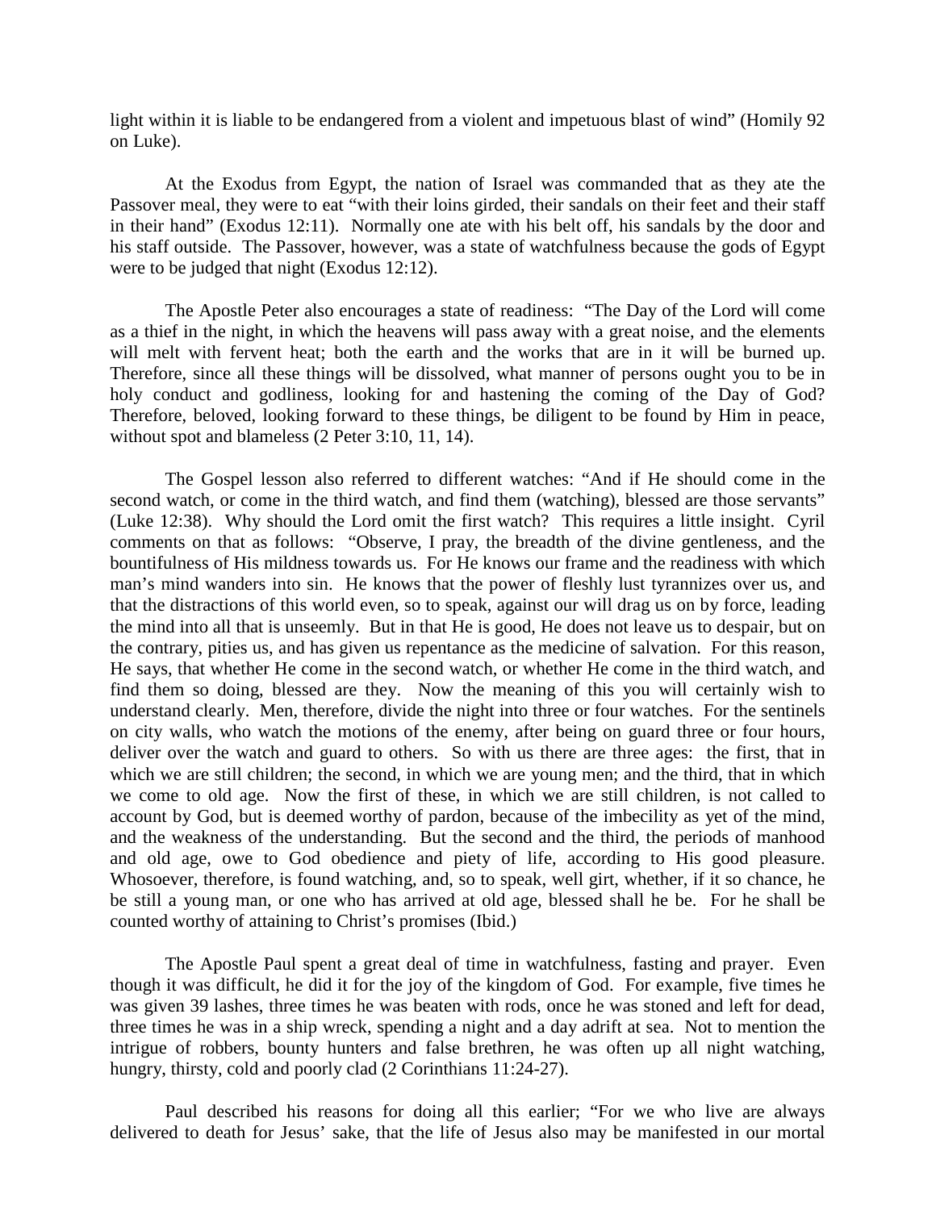light within it is liable to be endangered from a violent and impetuous blast of wind" (Homily 92 on Luke).

At the Exodus from Egypt, the nation of Israel was commanded that as they ate the Passover meal, they were to eat "with their loins girded, their sandals on their feet and their staff in their hand" (Exodus 12:11). Normally one ate with his belt off, his sandals by the door and his staff outside. The Passover, however, was a state of watchfulness because the gods of Egypt were to be judged that night (Exodus 12:12).

The Apostle Peter also encourages a state of readiness: "The Day of the Lord will come as a thief in the night, in which the heavens will pass away with a great noise, and the elements will melt with fervent heat; both the earth and the works that are in it will be burned up. Therefore, since all these things will be dissolved, what manner of persons ought you to be in holy conduct and godliness, looking for and hastening the coming of the Day of God? Therefore, beloved, looking forward to these things, be diligent to be found by Him in peace, without spot and blameless (2 Peter 3:10, 11, 14).

The Gospel lesson also referred to different watches: "And if He should come in the second watch, or come in the third watch, and find them (watching), blessed are those servants" (Luke 12:38). Why should the Lord omit the first watch? This requires a little insight. Cyril comments on that as follows: "Observe, I pray, the breadth of the divine gentleness, and the bountifulness of His mildness towards us. For He knows our frame and the readiness with which man's mind wanders into sin. He knows that the power of fleshly lust tyrannizes over us, and that the distractions of this world even, so to speak, against our will drag us on by force, leading the mind into all that is unseemly. But in that He is good, He does not leave us to despair, but on the contrary, pities us, and has given us repentance as the medicine of salvation. For this reason, He says, that whether He come in the second watch, or whether He come in the third watch, and find them so doing, blessed are they. Now the meaning of this you will certainly wish to understand clearly. Men, therefore, divide the night into three or four watches. For the sentinels on city walls, who watch the motions of the enemy, after being on guard three or four hours, deliver over the watch and guard to others. So with us there are three ages: the first, that in which we are still children; the second, in which we are young men; and the third, that in which we come to old age. Now the first of these, in which we are still children, is not called to account by God, but is deemed worthy of pardon, because of the imbecility as yet of the mind, and the weakness of the understanding. But the second and the third, the periods of manhood and old age, owe to God obedience and piety of life, according to His good pleasure. Whosoever, therefore, is found watching, and, so to speak, well girt, whether, if it so chance, he be still a young man, or one who has arrived at old age, blessed shall he be. For he shall be counted worthy of attaining to Christ's promises (Ibid.)

The Apostle Paul spent a great deal of time in watchfulness, fasting and prayer. Even though it was difficult, he did it for the joy of the kingdom of God. For example, five times he was given 39 lashes, three times he was beaten with rods, once he was stoned and left for dead, three times he was in a ship wreck, spending a night and a day adrift at sea. Not to mention the intrigue of robbers, bounty hunters and false brethren, he was often up all night watching, hungry, thirsty, cold and poorly clad (2 Corinthians 11:24-27).

Paul described his reasons for doing all this earlier; "For we who live are always delivered to death for Jesus' sake, that the life of Jesus also may be manifested in our mortal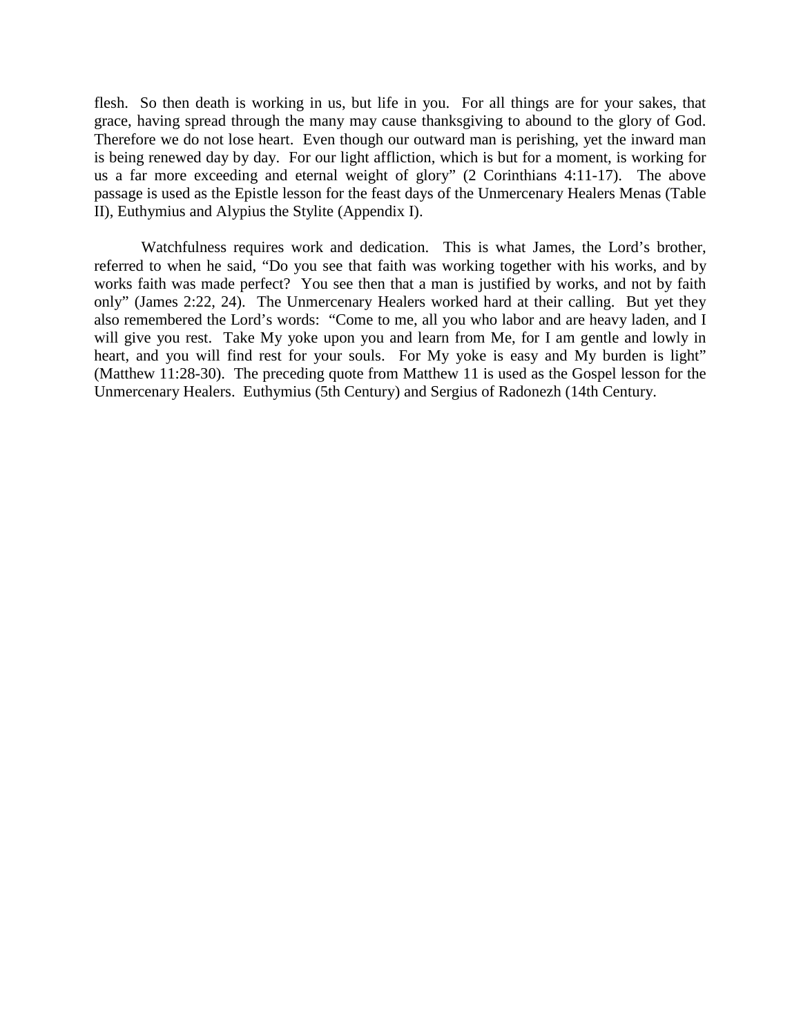flesh. So then death is working in us, but life in you. For all things are for your sakes, that grace, having spread through the many may cause thanksgiving to abound to the glory of God. Therefore we do not lose heart. Even though our outward man is perishing, yet the inward man is being renewed day by day. For our light affliction, which is but for a moment, is working for us a far more exceeding and eternal weight of glory" (2 Corinthians 4:11-17). The above passage is used as the Epistle lesson for the feast days of the Unmercenary Healers Menas (Table II), Euthymius and Alypius the Stylite (Appendix I).

Watchfulness requires work and dedication. This is what James, the Lord's brother, referred to when he said, "Do you see that faith was working together with his works, and by works faith was made perfect? You see then that a man is justified by works, and not by faith only" (James 2:22, 24). The Unmercenary Healers worked hard at their calling. But yet they also remembered the Lord's words: "Come to me, all you who labor and are heavy laden, and I will give you rest. Take My yoke upon you and learn from Me, for I am gentle and lowly in heart, and you will find rest for your souls. For My yoke is easy and My burden is light" (Matthew 11:28-30). The preceding quote from Matthew 11 is used as the Gospel lesson for the Unmercenary Healers. Euthymius (5th Century) and Sergius of Radonezh (14th Century.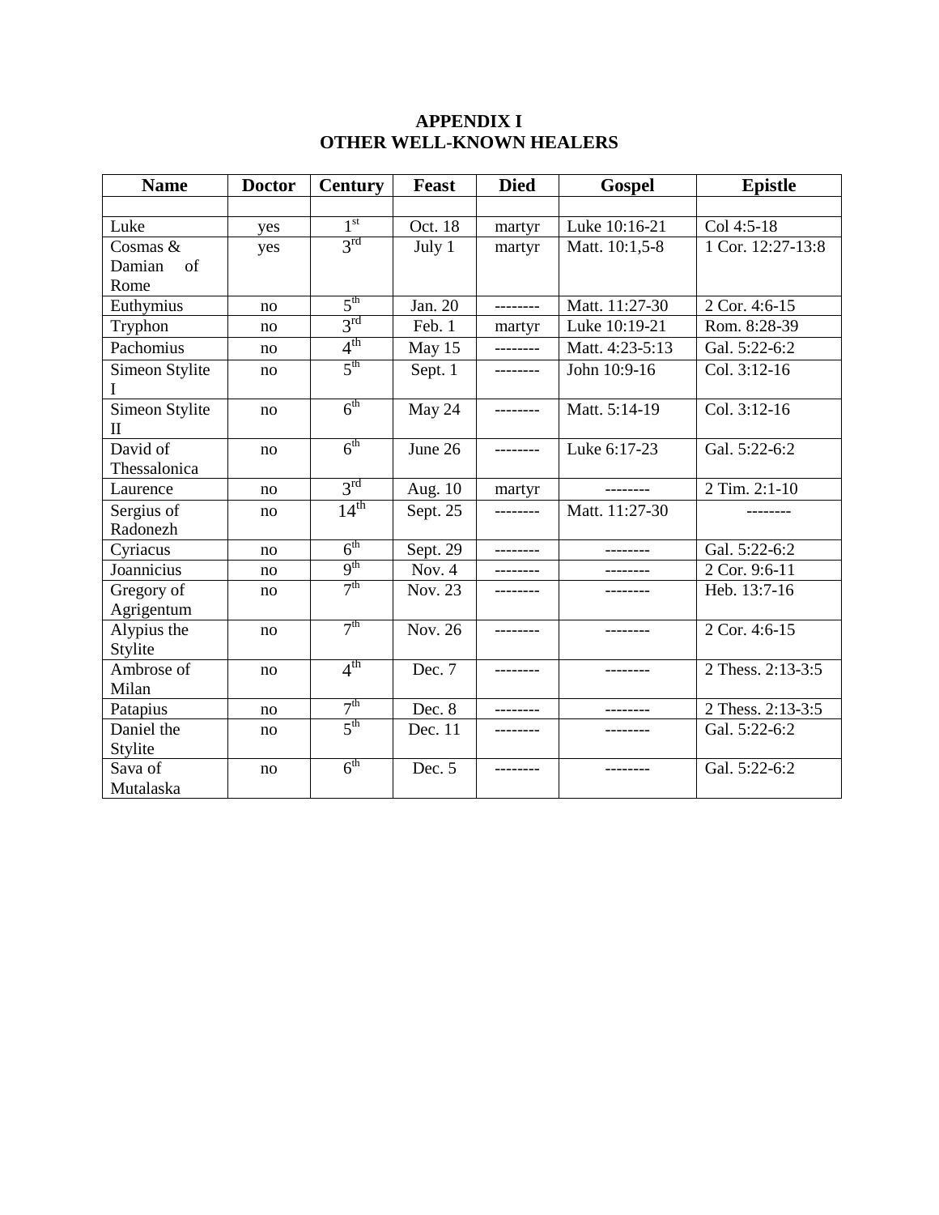# APPENDIX I
## OTHER WELL-KNOWN HEALERS

| Name | Doctor | Century | Feast | Died | Gospel | Epistle |
|---|---|---|---|---|---|---|
| | | | | | | |
| Luke | yes | 1st | Oct. 18 | martyr | Luke 10:16-21 | Col 4:5-18 |
| Cosmas & Damian of Rome | yes | 3rd | July 1 | martyr | Matt. 10:1,5-8 | 1 Cor. 12:27-13:8 |
| Euthymius | no | 5th | Jan. 20 | -------- | Matt. 11:27-30 | 2 Cor. 4:6-15 |
| Tryphon | no | 3rd | Feb. 1 | martyr | Luke 10:19-21 | Rom. 8:28-39 |
| Pachomius | no | 4th | May 15 | -------- | Matt. 4:23-5:13 | Gal. 5:22-6:2 |
| Simeon Stylite I | no | 5th | Sept. 1 | -------- | John 10:9-16 | Col. 3:12-16 |
| Simeon Stylite II | no | 6th | May 24 | -------- | Matt. 5:14-19 | Col. 3:12-16 |
| David of Thessalonica | no | 6th | June 26 | -------- | Luke 6:17-23 | Gal. 5:22-6:2 |
| Laurence | no | 3rd | Aug. 10 | martyr | -------- | 2 Tim. 2:1-10 |
| Sergius of Radonezh | no | 14th | Sept. 25 | -------- | Matt. 11:27-30 | -------- |
| Cyriacus | no | 6th | Sept. 29 | -------- | -------- | Gal. 5:22-6:2 |
| Joannicius | no | 9th | Nov. 4 | -------- | -------- | 2 Cor. 9:6-11 |
| Gregory of Agrigentum | no | 7th | Nov. 23 | -------- | -------- | Heb. 13:7-16 |
| Alypius the Stylite | no | 7th | Nov. 26 | -------- | -------- | 2 Cor. 4:6-15 |
| Ambrose of Milan | no | 4th | Dec. 7 | -------- | -------- | 2 Thess. 2:13-3:5 |
| Patapius | no | 7th | Dec. 8 | -------- | -------- | 2 Thess. 2:13-3:5 |
| Daniel the Stylite | no | 5th | Dec. 11 | -------- | -------- | Gal. 5:22-6:2 |
| Sava of Mutalaska | no | 6th | Dec. 5 | -------- | -------- | Gal. 5:22-6:2 |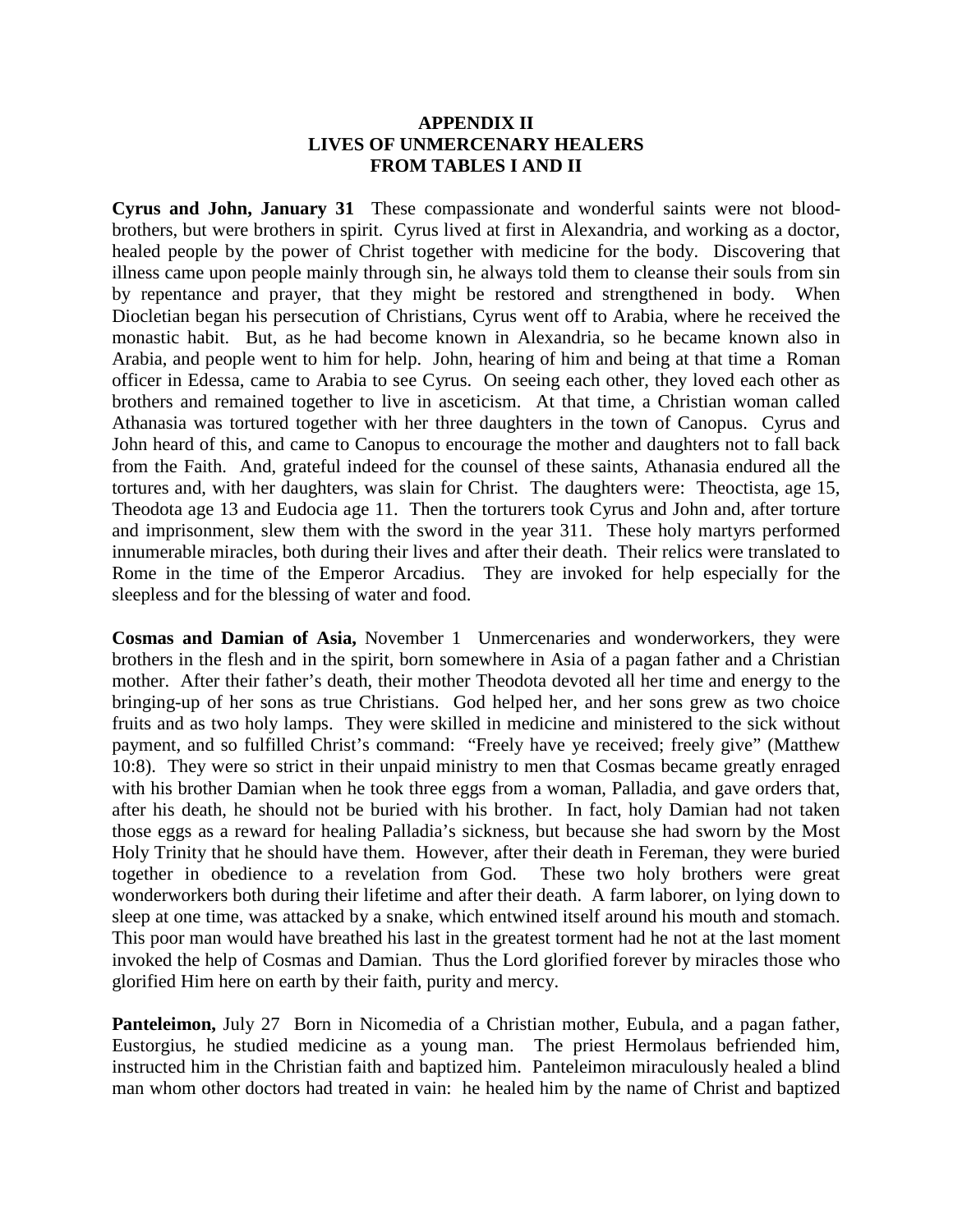## APPENDIX II
## LIVES OF UNMERCENARY HEALERS
## FROM TABLES I AND II

**Cyrus and John, January 31** These compassionate and wonderful saints were not blood-brothers, but were brothers in spirit. Cyrus lived at first in Alexandria, and working as a doctor, healed people by the power of Christ together with medicine for the body. Discovering that illness came upon people mainly through sin, he always told them to cleanse their souls from sin by repentance and prayer, that they might be restored and strengthened in body. When Diocletian began his persecution of Christians, Cyrus went off to Arabia, where he received the monastic habit. But, as he had become known in Alexandria, so he became known also in Arabia, and people went to him for help. John, hearing of him and being at that time a Roman officer in Edessa, came to Arabia to see Cyrus. On seeing each other, they loved each other as brothers and remained together to live in asceticism. At that time, a Christian woman called Athanasia was tortured together with her three daughters in the town of Canopus. Cyrus and John heard of this, and came to Canopus to encourage the mother and daughters not to fall back from the Faith. And, grateful indeed for the counsel of these saints, Athanasia endured all the tortures and, with her daughters, was slain for Christ. The daughters were: Theoctista, age 15, Theodota age 13 and Eudocia age 11. Then the torturers took Cyrus and John and, after torture and imprisonment, slew them with the sword in the year 311. These holy martyrs performed innumerable miracles, both during their lives and after their death. Their relics were translated to Rome in the time of the Emperor Arcadius. They are invoked for help especially for the sleepless and for the blessing of water and food.

**Cosmas and Damian of Asia,** November 1 Unmercenaries and wonderworkers, they were brothers in the flesh and in the spirit, born somewhere in Asia of a pagan father and a Christian mother. After their father's death, their mother Theodota devoted all her time and energy to the bringing-up of her sons as true Christians. God helped her, and her sons grew as two choice fruits and as two holy lamps. They were skilled in medicine and ministered to the sick without payment, and so fulfilled Christ's command: "Freely have ye received; freely give" (Matthew 10:8). They were so strict in their unpaid ministry to men that Cosmas became greatly enraged with his brother Damian when he took three eggs from a woman, Palladia, and gave orders that, after his death, he should not be buried with his brother. In fact, holy Damian had not taken those eggs as a reward for healing Palladia's sickness, but because she had sworn by the Most Holy Trinity that he should have them. However, after their death in Fereman, they were buried together in obedience to a revelation from God. These two holy brothers were great wonderworkers both during their lifetime and after their death. A farm laborer, on lying down to sleep at one time, was attacked by a snake, which entwined itself around his mouth and stomach. This poor man would have breathed his last in the greatest torment had he not at the last moment invoked the help of Cosmas and Damian. Thus the Lord glorified forever by miracles those who glorified Him here on earth by their faith, purity and mercy.

**Panteleimon,** July 27 Born in Nicomedia of a Christian mother, Eubula, and a pagan father, Eustorgius, he studied medicine as a young man. The priest Hermolaus befriended him, instructed him in the Christian faith and baptized him. Panteleimon miraculously healed a blind man whom other doctors had treated in vain: he healed him by the name of Christ and baptized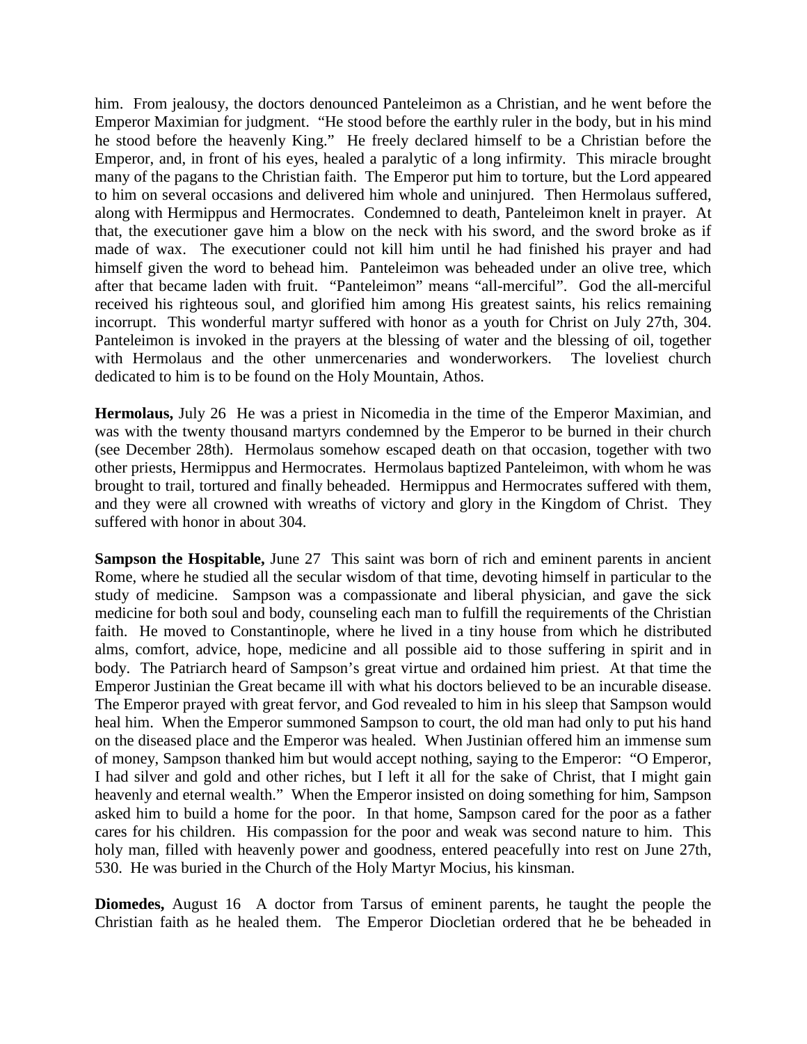him. From jealousy, the doctors denounced Panteleimon as a Christian, and he went before the Emperor Maximian for judgment. "He stood before the earthly ruler in the body, but in his mind he stood before the heavenly King." He freely declared himself to be a Christian before the Emperor, and, in front of his eyes, healed a paralytic of a long infirmity. This miracle brought many of the pagans to the Christian faith. The Emperor put him to torture, but the Lord appeared to him on several occasions and delivered him whole and uninjured. Then Hermolaus suffered, along with Hermippus and Hermocrates. Condemned to death, Panteleimon knelt in prayer. At that, the executioner gave him a blow on the neck with his sword, and the sword broke as if made of wax. The executioner could not kill him until he had finished his prayer and had himself given the word to behead him. Panteleimon was beheaded under an olive tree, which after that became laden with fruit. "Panteleimon" means "all-merciful". God the all-merciful received his righteous soul, and glorified him among His greatest saints, his relics remaining incorrupt. This wonderful martyr suffered with honor as a youth for Christ on July 27th, 304. Panteleimon is invoked in the prayers at the blessing of water and the blessing of oil, together with Hermolaus and the other unmercenaries and wonderworkers. The loveliest church dedicated to him is to be found on the Holy Mountain, Athos.

**Hermolaus,** July 26 He was a priest in Nicomedia in the time of the Emperor Maximian, and was with the twenty thousand martyrs condemned by the Emperor to be burned in their church (see December 28th). Hermolaus somehow escaped death on that occasion, together with two other priests, Hermippus and Hermocrates. Hermolaus baptized Panteleimon, with whom he was brought to trail, tortured and finally beheaded. Hermippus and Hermocrates suffered with them, and they were all crowned with wreaths of victory and glory in the Kingdom of Christ. They suffered with honor in about 304.

**Sampson the Hospitable,** June 27 This saint was born of rich and eminent parents in ancient Rome, where he studied all the secular wisdom of that time, devoting himself in particular to the study of medicine. Sampson was a compassionate and liberal physician, and gave the sick medicine for both soul and body, counseling each man to fulfill the requirements of the Christian faith. He moved to Constantinople, where he lived in a tiny house from which he distributed alms, comfort, advice, hope, medicine and all possible aid to those suffering in spirit and in body. The Patriarch heard of Sampson's great virtue and ordained him priest. At that time the Emperor Justinian the Great became ill with what his doctors believed to be an incurable disease. The Emperor prayed with great fervor, and God revealed to him in his sleep that Sampson would heal him. When the Emperor summoned Sampson to court, the old man had only to put his hand on the diseased place and the Emperor was healed. When Justinian offered him an immense sum of money, Sampson thanked him but would accept nothing, saying to the Emperor: "O Emperor, I had silver and gold and other riches, but I left it all for the sake of Christ, that I might gain heavenly and eternal wealth." When the Emperor insisted on doing something for him, Sampson asked him to build a home for the poor. In that home, Sampson cared for the poor as a father cares for his children. His compassion for the poor and weak was second nature to him. This holy man, filled with heavenly power and goodness, entered peacefully into rest on June 27th, 530. He was buried in the Church of the Holy Martyr Mocius, his kinsman.

**Diomedes,** August 16 A doctor from Tarsus of eminent parents, he taught the people the Christian faith as he healed them. The Emperor Diocletian ordered that he be beheaded in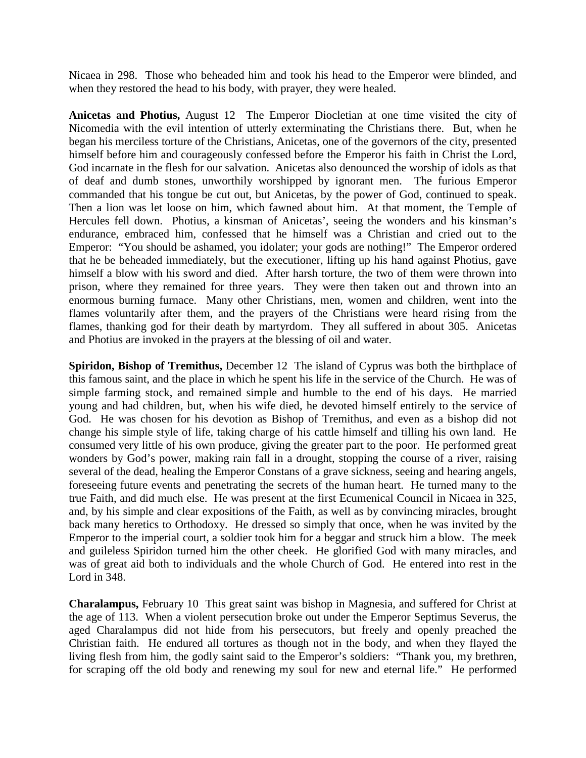Nicaea in 298. Those who beheaded him and took his head to the Emperor were blinded, and when they restored the head to his body, with prayer, they were healed.

**Anicetas and Photius,** August 12 The Emperor Diocletian at one time visited the city of Nicomedia with the evil intention of utterly exterminating the Christians there. But, when he began his merciless torture of the Christians, Anicetas, one of the governors of the city, presented himself before him and courageously confessed before the Emperor his faith in Christ the Lord, God incarnate in the flesh for our salvation. Anicetas also denounced the worship of idols as that of deaf and dumb stones, unworthily worshipped by ignorant men. The furious Emperor commanded that his tongue be cut out, but Anicetas, by the power of God, continued to speak. Then a lion was let loose on him, which fawned about him. At that moment, the Temple of Hercules fell down. Photius, a kinsman of Anicetas', seeing the wonders and his kinsman's endurance, embraced him, confessed that he himself was a Christian and cried out to the Emperor: "You should be ashamed, you idolater; your gods are nothing!" The Emperor ordered that he be beheaded immediately, but the executioner, lifting up his hand against Photius, gave himself a blow with his sword and died. After harsh torture, the two of them were thrown into prison, where they remained for three years. They were then taken out and thrown into an enormous burning furnace. Many other Christians, men, women and children, went into the flames voluntarily after them, and the prayers of the Christians were heard rising from the flames, thanking god for their death by martyrdom. They all suffered in about 305. Anicetas and Photius are invoked in the prayers at the blessing of oil and water.

**Spiridon, Bishop of Tremithus,** December 12 The island of Cyprus was both the birthplace of this famous saint, and the place in which he spent his life in the service of the Church. He was of simple farming stock, and remained simple and humble to the end of his days. He married young and had children, but, when his wife died, he devoted himself entirely to the service of God. He was chosen for his devotion as Bishop of Tremithus, and even as a bishop did not change his simple style of life, taking charge of his cattle himself and tilling his own land. He consumed very little of his own produce, giving the greater part to the poor. He performed great wonders by God's power, making rain fall in a drought, stopping the course of a river, raising several of the dead, healing the Emperor Constans of a grave sickness, seeing and hearing angels, foreseeing future events and penetrating the secrets of the human heart. He turned many to the true Faith, and did much else. He was present at the first Ecumenical Council in Nicaea in 325, and, by his simple and clear expositions of the Faith, as well as by convincing miracles, brought back many heretics to Orthodoxy. He dressed so simply that once, when he was invited by the Emperor to the imperial court, a soldier took him for a beggar and struck him a blow. The meek and guileless Spiridon turned him the other cheek. He glorified God with many miracles, and was of great aid both to individuals and the whole Church of God. He entered into rest in the Lord in 348.

**Charalampus,** February 10 This great saint was bishop in Magnesia, and suffered for Christ at the age of 113. When a violent persecution broke out under the Emperor Septimus Severus, the aged Charalampus did not hide from his persecutors, but freely and openly preached the Christian faith. He endured all tortures as though not in the body, and when they flayed the living flesh from him, the godly saint said to the Emperor's soldiers: "Thank you, my brethren, for scraping off the old body and renewing my soul for new and eternal life." He performed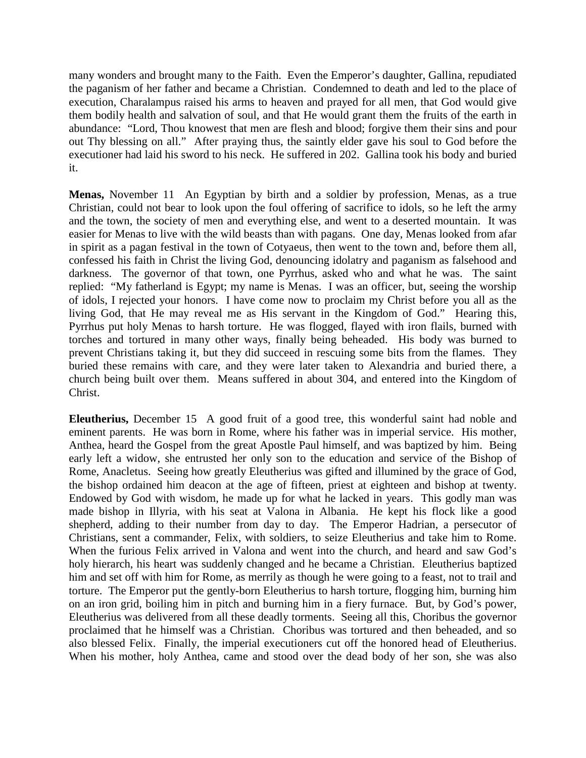many wonders and brought many to the Faith. Even the Emperor's daughter, Gallina, repudiated the paganism of her father and became a Christian. Condemned to death and led to the place of execution, Charalampus raised his arms to heaven and prayed for all men, that God would give them bodily health and salvation of soul, and that He would grant them the fruits of the earth in abundance: "Lord, Thou knowest that men are flesh and blood; forgive them their sins and pour out Thy blessing on all." After praying thus, the saintly elder gave his soul to God before the executioner had laid his sword to his neck. He suffered in 202. Gallina took his body and buried it.

**Menas,** November 11 An Egyptian by birth and a soldier by profession, Menas, as a true Christian, could not bear to look upon the foul offering of sacrifice to idols, so he left the army and the town, the society of men and everything else, and went to a deserted mountain. It was easier for Menas to live with the wild beasts than with pagans. One day, Menas looked from afar in spirit as a pagan festival in the town of Cotyaeus, then went to the town and, before them all, confessed his faith in Christ the living God, denouncing idolatry and paganism as falsehood and darkness. The governor of that town, one Pyrrhus, asked who and what he was. The saint replied: "My fatherland is Egypt; my name is Menas. I was an officer, but, seeing the worship of idols, I rejected your honors. I have come now to proclaim my Christ before you all as the living God, that He may reveal me as His servant in the Kingdom of God." Hearing this, Pyrrhus put holy Menas to harsh torture. He was flogged, flayed with iron flails, burned with torches and tortured in many other ways, finally being beheaded. His body was burned to prevent Christians taking it, but they did succeed in rescuing some bits from the flames. They buried these remains with care, and they were later taken to Alexandria and buried there, a church being built over them. Means suffered in about 304, and entered into the Kingdom of Christ.

**Eleutherius,** December 15 A good fruit of a good tree, this wonderful saint had noble and eminent parents. He was born in Rome, where his father was in imperial service. His mother, Anthea, heard the Gospel from the great Apostle Paul himself, and was baptized by him. Being early left a widow, she entrusted her only son to the education and service of the Bishop of Rome, Anacletus. Seeing how greatly Eleutherius was gifted and illumined by the grace of God, the bishop ordained him deacon at the age of fifteen, priest at eighteen and bishop at twenty. Endowed by God with wisdom, he made up for what he lacked in years. This godly man was made bishop in Illyria, with his seat at Valona in Albania. He kept his flock like a good shepherd, adding to their number from day to day. The Emperor Hadrian, a persecutor of Christians, sent a commander, Felix, with soldiers, to seize Eleutherius and take him to Rome. When the furious Felix arrived in Valona and went into the church, and heard and saw God's holy hierarch, his heart was suddenly changed and he became a Christian. Eleutherius baptized him and set off with him for Rome, as merrily as though he were going to a feast, not to trail and torture. The Emperor put the gently-born Eleutherius to harsh torture, flogging him, burning him on an iron grid, boiling him in pitch and burning him in a fiery furnace. But, by God's power, Eleutherius was delivered from all these deadly torments. Seeing all this, Choribus the governor proclaimed that he himself was a Christian. Choribus was tortured and then beheaded, and so also blessed Felix. Finally, the imperial executioners cut off the honored head of Eleutherius. When his mother, holy Anthea, came and stood over the dead body of her son, she was also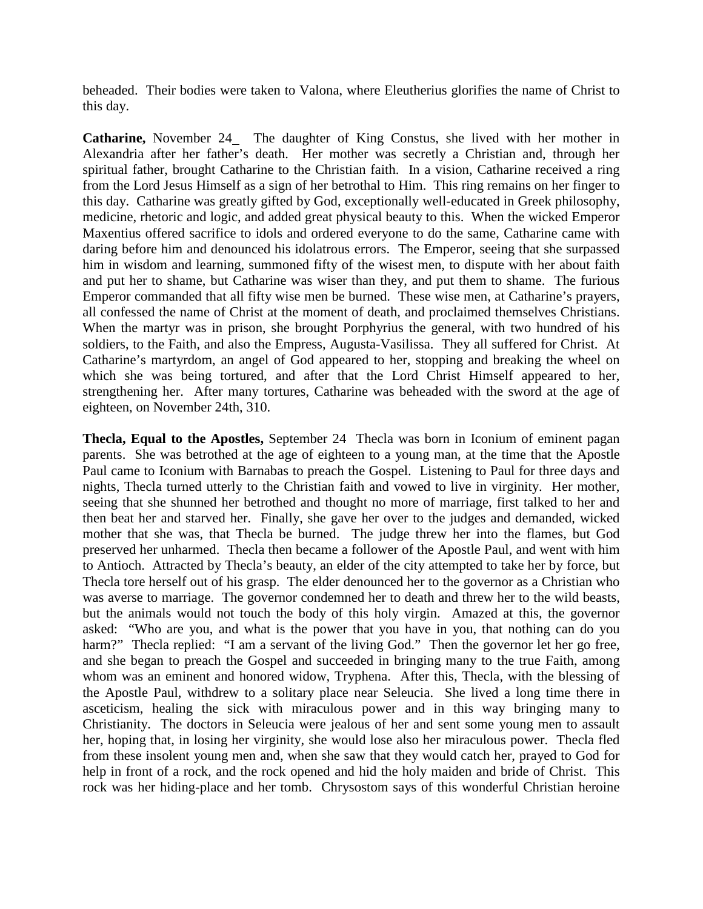beheaded. Their bodies were taken to Valona, where Eleutherius glorifies the name of Christ to this day.

**Catharine,** November 24_ The daughter of King Constus, she lived with her mother in Alexandria after her father's death. Her mother was secretly a Christian and, through her spiritual father, brought Catharine to the Christian faith. In a vision, Catharine received a ring from the Lord Jesus Himself as a sign of her betrothal to Him. This ring remains on her finger to this day. Catharine was greatly gifted by God, exceptionally well-educated in Greek philosophy, medicine, rhetoric and logic, and added great physical beauty to this. When the wicked Emperor Maxentius offered sacrifice to idols and ordered everyone to do the same, Catharine came with daring before him and denounced his idolatrous errors. The Emperor, seeing that she surpassed him in wisdom and learning, summoned fifty of the wisest men, to dispute with her about faith and put her to shame, but Catharine was wiser than they, and put them to shame. The furious Emperor commanded that all fifty wise men be burned. These wise men, at Catharine's prayers, all confessed the name of Christ at the moment of death, and proclaimed themselves Christians. When the martyr was in prison, she brought Porphyrius the general, with two hundred of his soldiers, to the Faith, and also the Empress, Augusta-Vasilissa. They all suffered for Christ. At Catharine's martyrdom, an angel of God appeared to her, stopping and breaking the wheel on which she was being tortured, and after that the Lord Christ Himself appeared to her, strengthening her. After many tortures, Catharine was beheaded with the sword at the age of eighteen, on November 24th, 310.

**Thecla, Equal to the Apostles,** September 24 Thecla was born in Iconium of eminent pagan parents. She was betrothed at the age of eighteen to a young man, at the time that the Apostle Paul came to Iconium with Barnabas to preach the Gospel. Listening to Paul for three days and nights, Thecla turned utterly to the Christian faith and vowed to live in virginity. Her mother, seeing that she shunned her betrothed and thought no more of marriage, first talked to her and then beat her and starved her. Finally, she gave her over to the judges and demanded, wicked mother that she was, that Thecla be burned. The judge threw her into the flames, but God preserved her unharmed. Thecla then became a follower of the Apostle Paul, and went with him to Antioch. Attracted by Thecla's beauty, an elder of the city attempted to take her by force, but Thecla tore herself out of his grasp. The elder denounced her to the governor as a Christian who was averse to marriage. The governor condemned her to death and threw her to the wild beasts, but the animals would not touch the body of this holy virgin. Amazed at this, the governor asked: "Who are you, and what is the power that you have in you, that nothing can do you harm?" Thecla replied: "I am a servant of the living God." Then the governor let her go free, and she began to preach the Gospel and succeeded in bringing many to the true Faith, among whom was an eminent and honored widow, Tryphena. After this, Thecla, with the blessing of the Apostle Paul, withdrew to a solitary place near Seleucia. She lived a long time there in asceticism, healing the sick with miraculous power and in this way bringing many to Christianity. The doctors in Seleucia were jealous of her and sent some young men to assault her, hoping that, in losing her virginity, she would lose also her miraculous power. Thecla fled from these insolent young men and, when she saw that they would catch her, prayed to God for help in front of a rock, and the rock opened and hid the holy maiden and bride of Christ. This rock was her hiding-place and her tomb. Chrysostom says of this wonderful Christian heroine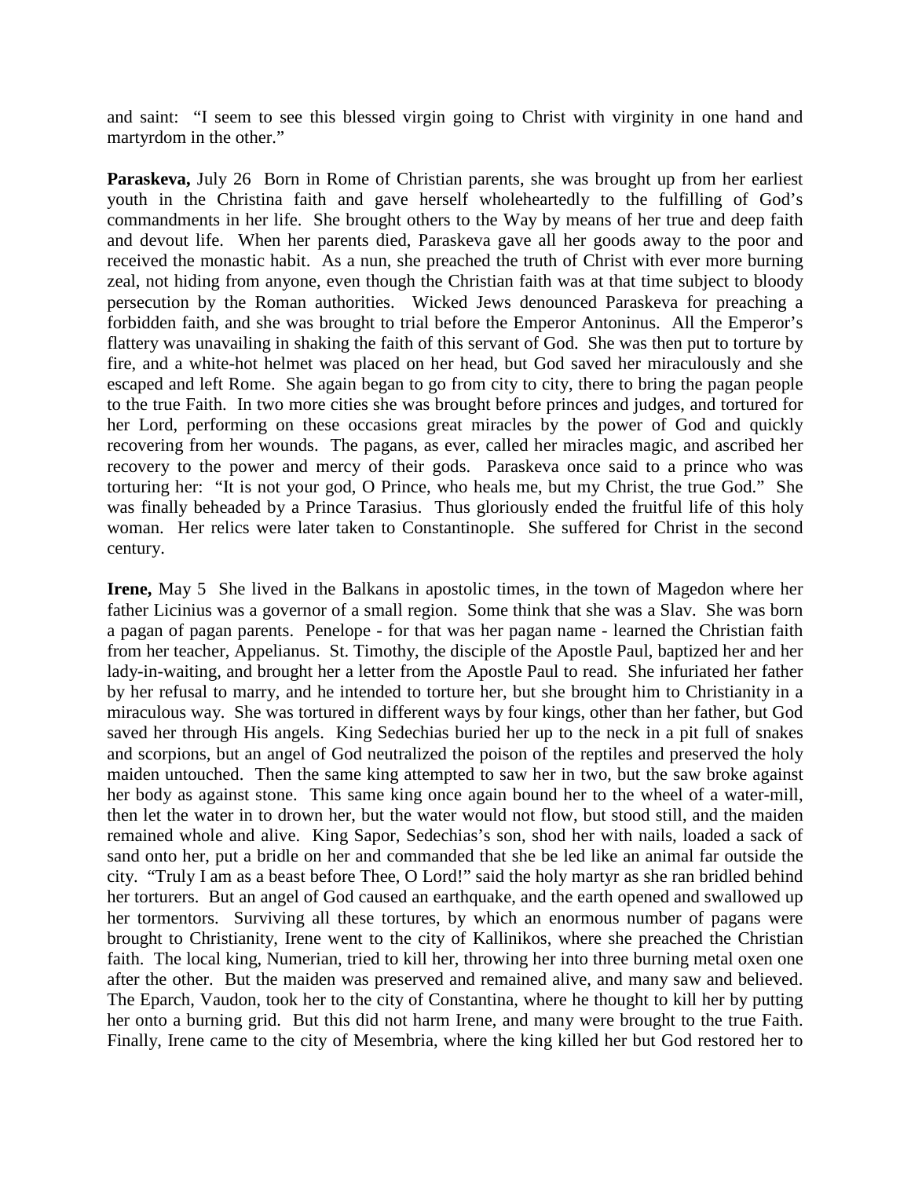and saint: "I seem to see this blessed virgin going to Christ with virginity in one hand and martyrdom in the other."

**Paraskeva,** July 26 Born in Rome of Christian parents, she was brought up from her earliest youth in the Christina faith and gave herself wholeheartedly to the fulfilling of God's commandments in her life. She brought others to the Way by means of her true and deep faith and devout life. When her parents died, Paraskeva gave all her goods away to the poor and received the monastic habit. As a nun, she preached the truth of Christ with ever more burning zeal, not hiding from anyone, even though the Christian faith was at that time subject to bloody persecution by the Roman authorities. Wicked Jews denounced Paraskeva for preaching a forbidden faith, and she was brought to trial before the Emperor Antoninus. All the Emperor's flattery was unavailing in shaking the faith of this servant of God. She was then put to torture by fire, and a white-hot helmet was placed on her head, but God saved her miraculously and she escaped and left Rome. She again began to go from city to city, there to bring the pagan people to the true Faith. In two more cities she was brought before princes and judges, and tortured for her Lord, performing on these occasions great miracles by the power of God and quickly recovering from her wounds. The pagans, as ever, called her miracles magic, and ascribed her recovery to the power and mercy of their gods. Paraskeva once said to a prince who was torturing her: "It is not your god, O Prince, who heals me, but my Christ, the true God." She was finally beheaded by a Prince Tarasius. Thus gloriously ended the fruitful life of this holy woman. Her relics were later taken to Constantinople. She suffered for Christ in the second century.

**Irene,** May 5 She lived in the Balkans in apostolic times, in the town of Magedon where her father Licinius was a governor of a small region. Some think that she was a Slav. She was born a pagan of pagan parents. Penelope - for that was her pagan name - learned the Christian faith from her teacher, Appelianus. St. Timothy, the disciple of the Apostle Paul, baptized her and her lady-in-waiting, and brought her a letter from the Apostle Paul to read. She infuriated her father by her refusal to marry, and he intended to torture her, but she brought him to Christianity in a miraculous way. She was tortured in different ways by four kings, other than her father, but God saved her through His angels. King Sedechias buried her up to the neck in a pit full of snakes and scorpions, but an angel of God neutralized the poison of the reptiles and preserved the holy maiden untouched. Then the same king attempted to saw her in two, but the saw broke against her body as against stone. This same king once again bound her to the wheel of a water-mill, then let the water in to drown her, but the water would not flow, but stood still, and the maiden remained whole and alive. King Sapor, Sedechias's son, shod her with nails, loaded a sack of sand onto her, put a bridle on her and commanded that she be led like an animal far outside the city. "Truly I am as a beast before Thee, O Lord!" said the holy martyr as she ran bridled behind her torturers. But an angel of God caused an earthquake, and the earth opened and swallowed up her tormentors. Surviving all these tortures, by which an enormous number of pagans were brought to Christianity, Irene went to the city of Kallinikos, where she preached the Christian faith. The local king, Numerian, tried to kill her, throwing her into three burning metal oxen one after the other. But the maiden was preserved and remained alive, and many saw and believed. The Eparch, Vaudon, took her to the city of Constantina, where he thought to kill her by putting her onto a burning grid. But this did not harm Irene, and many were brought to the true Faith. Finally, Irene came to the city of Mesembria, where the king killed her but God restored her to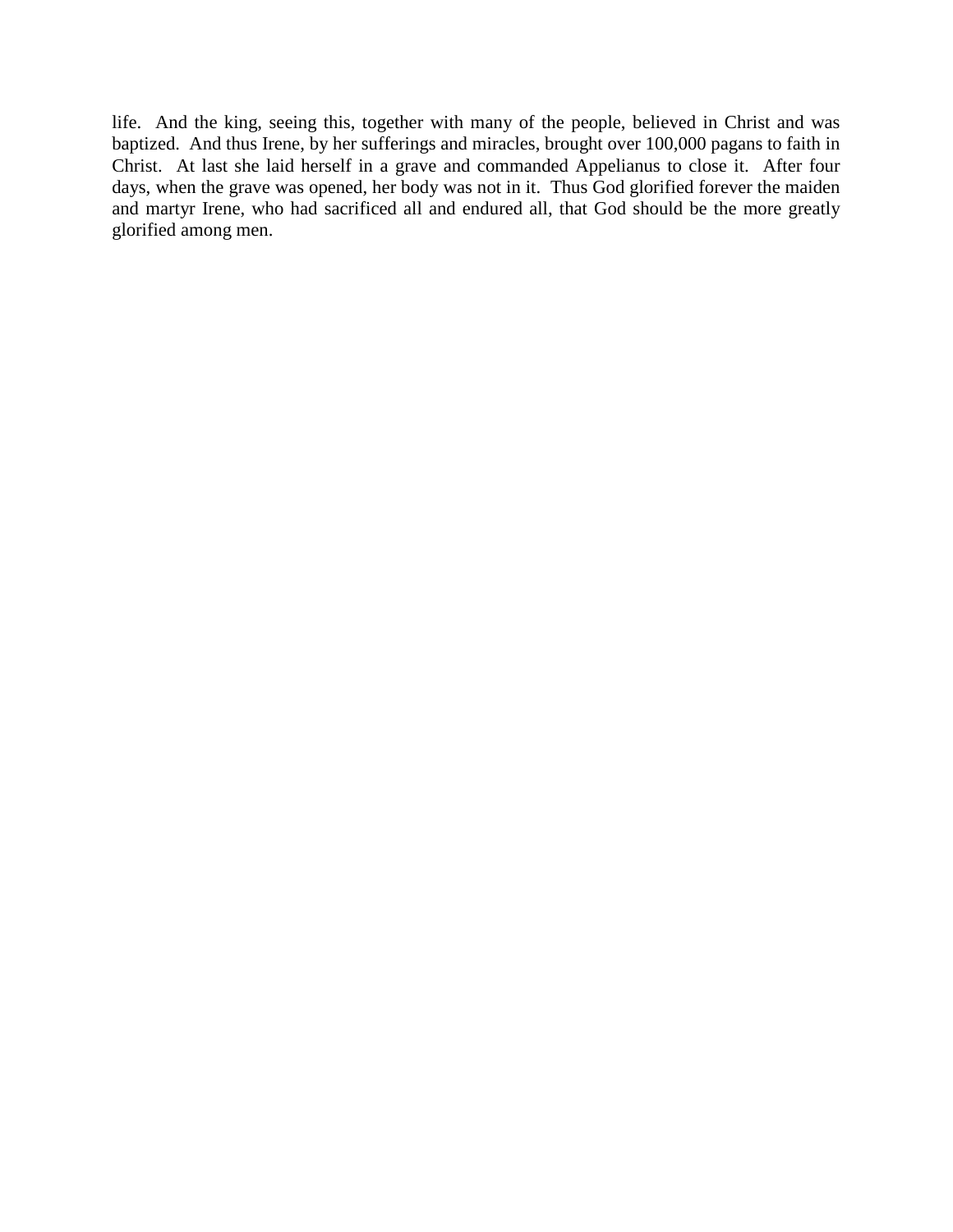life. And the king, seeing this, together with many of the people, believed in Christ and was baptized. And thus Irene, by her sufferings and miracles, brought over 100,000 pagans to faith in Christ. At last she laid herself in a grave and commanded Appelianus to close it. After four days, when the grave was opened, her body was not in it. Thus God glorified forever the maiden and martyr Irene, who had sacrificed all and endured all, that God should be the more greatly glorified among men.